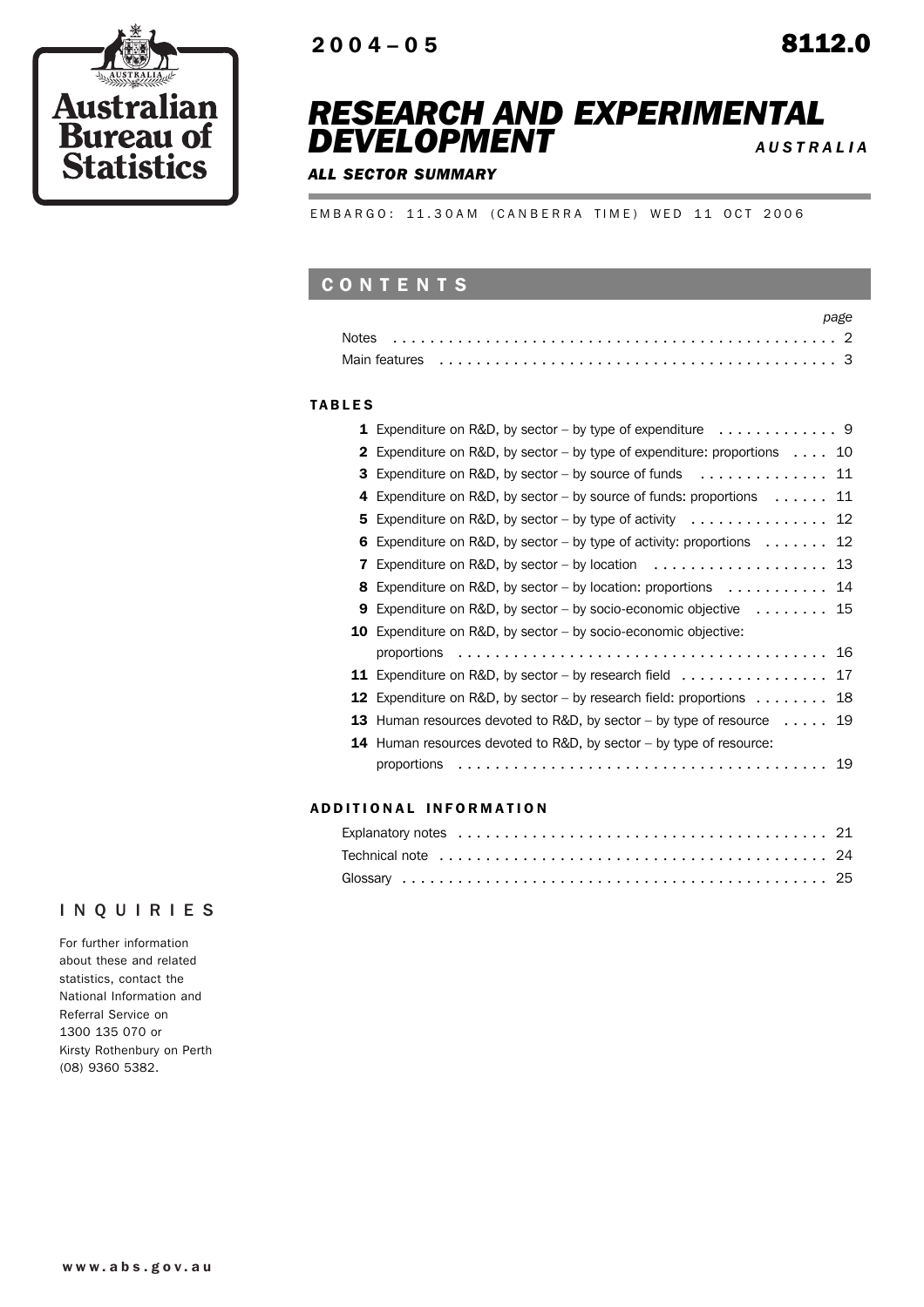Australian Bureau of Statistics

2004–05

8112.0

# RESEARCH AND EXPERIMENTAL DEVELOPMENT

AUSTRALIA

*ALL SECTOR SUMMARY*

EMBARGO: 11.30AM (CANBERRA TIME) WED 11 OCT 2006

## CONTENTS

| | page |
|---|---|
| Notes | 2 |
| Main features | 3 |

### TABLES

| | | page |
|---|---|---|
| **1** | Expenditure on R&D, by sector – by type of expenditure | 9 |
| **2** | Expenditure on R&D, by sector – by type of expenditure: proportions | 10 |
| **3** | Expenditure on R&D, by sector – by source of funds | 11 |
| **4** | Expenditure on R&D, by sector – by source of funds: proportions | 11 |
| **5** | Expenditure on R&D, by sector – by type of activity | 12 |
| **6** | Expenditure on R&D, by sector – by type of activity: proportions | 12 |
| **7** | Expenditure on R&D, by sector – by location | 13 |
| **8** | Expenditure on R&D, by sector – by location: proportions | 14 |
| **9** | Expenditure on R&D, by sector – by socio-economic objective | 15 |
| **10** | Expenditure on R&D, by sector – by socio-economic objective: proportions | 16 |
| **11** | Expenditure on R&D, by sector – by research field | 17 |
| **12** | Expenditure on R&D, by sector – by research field: proportions | 18 |
| **13** | Human resources devoted to R&D, by sector – by type of resource | 19 |
| **14** | Human resources devoted to R&D, by sector – by type of resource: proportions | 19 |

### ADDITIONAL INFORMATION

| | page |
|---|---|
| Explanatory notes | 21 |
| Technical note | 24 |
| Glossary | 25 |

## INQUIRIES

For further information about these and related statistics, contact the National Information and Referral Service on 1300 135 070 or Kirsty Rothenbury on Perth (08) 9360 5382.

www.abs.gov.au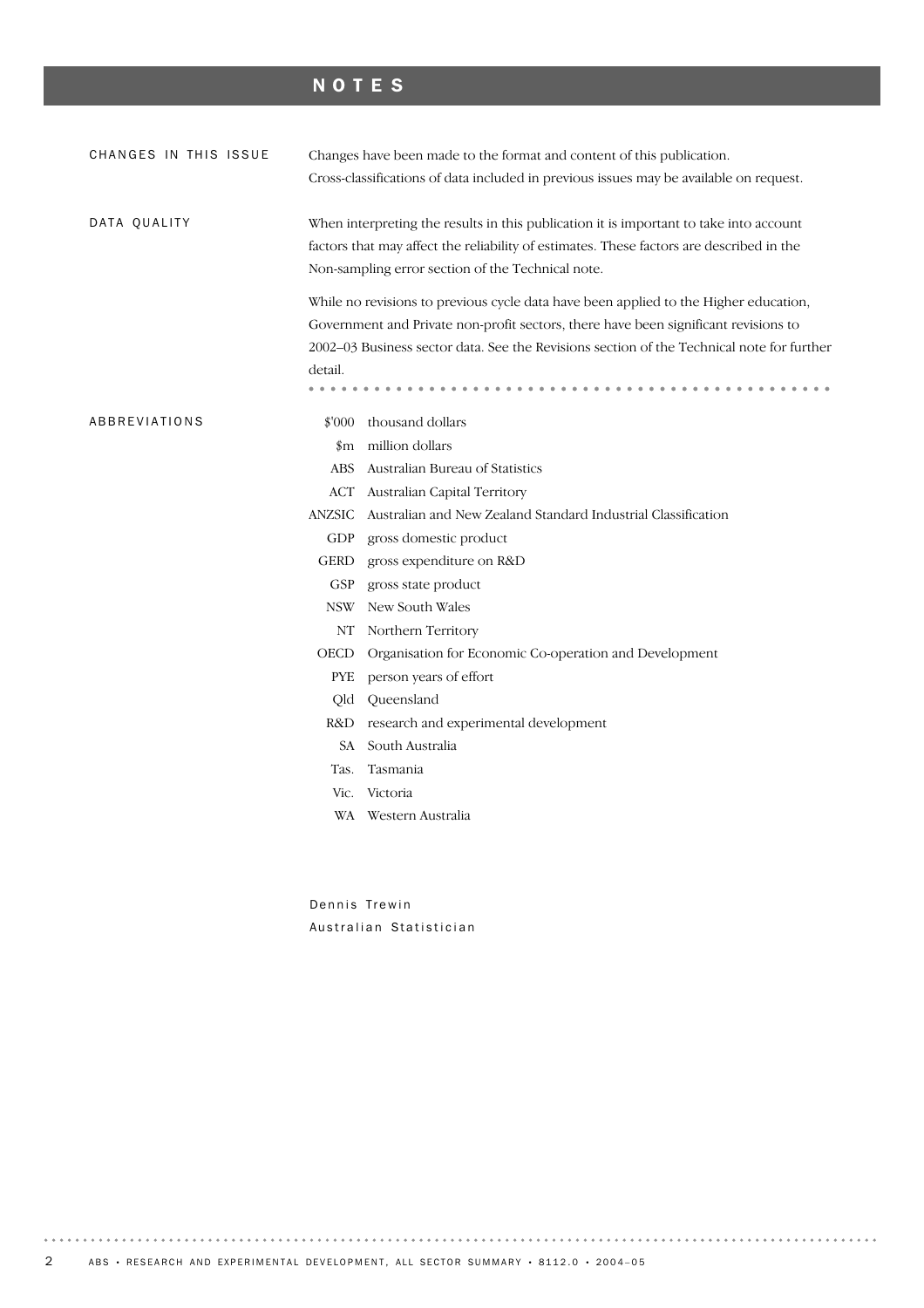# NOTES

### CHANGES IN THIS ISSUE

Changes have been made to the format and content of this publication. Cross-classifications of data included in previous issues may be available on request.

### DATA QUALITY

When interpreting the results in this publication it is important to take into account factors that may affect the reliability of estimates. These factors are described in the Non-sampling error section of the Technical note.

While no revisions to previous cycle data have been applied to the Higher education, Government and Private non-profit sectors, there have been significant revisions to 2002–03 Business sector data. See the Revisions section of the Technical note for further detail.

### ABBREVIATIONS

| | |
|---|---|
| $'000 | thousand dollars |
| $m | million dollars |
| ABS | Australian Bureau of Statistics |
| ACT | Australian Capital Territory |
| ANZSIC | Australian and New Zealand Standard Industrial Classification |
| GDP | gross domestic product |
| GERD | gross expenditure on R&D |
| GSP | gross state product |
| NSW | New South Wales |
| NT | Northern Territory |
| OECD | Organisation for Economic Co-operation and Development |
| PYE | person years of effort |
| Qld | Queensland |
| R&D | research and experimental development |
| SA | South Australia |
| Tas. | Tasmania |
| Vic. | Victoria |
| WA | Western Australia |

Dennis Trewin
Australian Statistician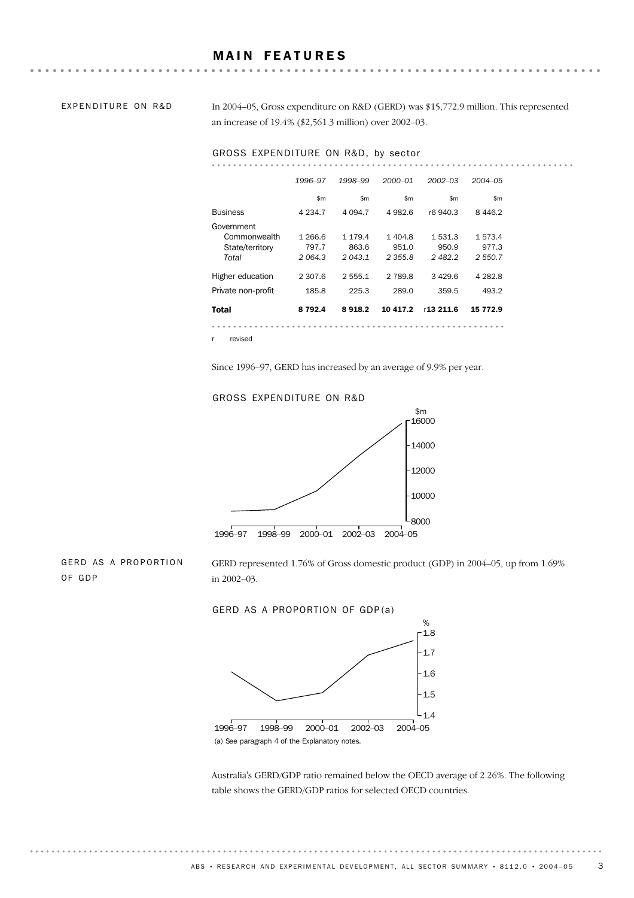## MAIN FEATURES

**EXPENDITURE ON R&D**

In 2004–05, Gross expenditure on R&D (GERD) was $15,772.9 million. This represented an increase of 19.4% ($2,561.3 million) over 2002–03.

GROSS EXPENDITURE ON R&D, by sector

| | *1996–97* | *1998–99* | *2000–01* | *2002–03* | *2004–05* |
|---|---|---|---|---|---|
| | $m | $m | $m | $m | $m |
| Business | 4 234.7 | 4 094.7 | 4 982.6 | r6 940.3 | 8 446.2 |
| Government | | | | | |
| Commonwealth | 1 266.6 | 1 179.4 | 1 404.8 | 1 531.3 | 1 573.4 |
| State/territory | 797.7 | 863.6 | 951.0 | 950.9 | 977.3 |
| *Total* | *2 064.3* | *2 043.1* | *2 355.8* | *2 482.2* | *2 550.7* |
| Higher education | 2 307.6 | 2 555.1 | 2 789.8 | 3 429.6 | 4 282.8 |
| Private non-profit | 185.8 | 225.3 | 289.0 | 359.5 | 493.2 |
| **Total** | **8 792.4** | **8 918.2** | **10 417.2** | r**13 211.6** | **15 772.9** |

r revised

Since 1996–97, GERD has increased by an average of 9.9% per year.

GROSS EXPENDITURE ON R&D

**GERD AS A PROPORTION OF GDP**

GERD represented 1.76% of Gross domestic product (GDP) in 2004–05, up from 1.69% in 2002–03.

GERD AS A PROPORTION OF GDP(a)

(a) See paragraph 4 of the Explanatory notes.

Australia's GERD/GDP ratio remained below the OECD average of 2.26%. The following table shows the GERD/GDP ratios for selected OECD countries.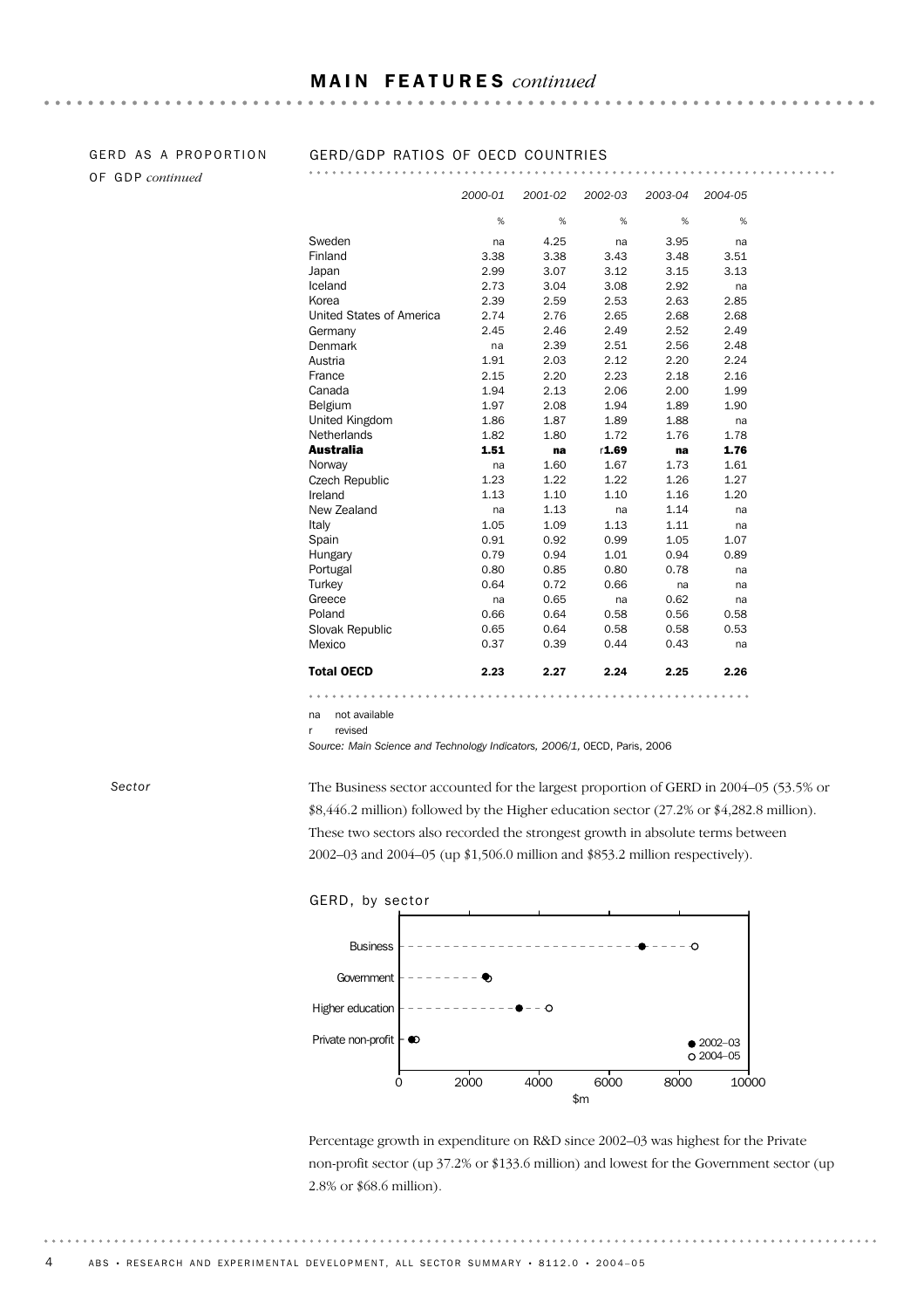## MAIN FEATURES *continued*

GERD AS A PROPORTION OF GDP *continued*

### GERD/GDP RATIOS OF OECD COUNTRIES

| | 2000-01 | 2001-02 | 2002-03 | 2003-04 | 2004-05 |
|---|---|---|---|---|---|
| | % | % | % | % | % |
| Sweden | na | 4.25 | na | 3.95 | na |
| Finland | 3.38 | 3.38 | 3.43 | 3.48 | 3.51 |
| Japan | 2.99 | 3.07 | 3.12 | 3.15 | 3.13 |
| Iceland | 2.73 | 3.04 | 3.08 | 2.92 | na |
| Korea | 2.39 | 2.59 | 2.53 | 2.63 | 2.85 |
| United States of America | 2.74 | 2.76 | 2.65 | 2.68 | 2.68 |
| Germany | 2.45 | 2.46 | 2.49 | 2.52 | 2.49 |
| Denmark | na | 2.39 | 2.51 | 2.56 | 2.48 |
| Austria | 1.91 | 2.03 | 2.12 | 2.20 | 2.24 |
| France | 2.15 | 2.20 | 2.23 | 2.18 | 2.16 |
| Canada | 1.94 | 2.13 | 2.06 | 2.00 | 1.99 |
| Belgium | 1.97 | 2.08 | 1.94 | 1.89 | 1.90 |
| United Kingdom | 1.86 | 1.87 | 1.89 | 1.88 | na |
| Netherlands | 1.82 | 1.80 | 1.72 | 1.76 | 1.78 |
| **Australia** | **1.51** | **na** | r**1.69** | **na** | **1.76** |
| Norway | na | 1.60 | 1.67 | 1.73 | 1.61 |
| Czech Republic | 1.23 | 1.22 | 1.22 | 1.26 | 1.27 |
| Ireland | 1.13 | 1.10 | 1.10 | 1.16 | 1.20 |
| New Zealand | na | 1.13 | na | 1.14 | na |
| Italy | 1.05 | 1.09 | 1.13 | 1.11 | na |
| Spain | 0.91 | 0.92 | 0.99 | 1.05 | 1.07 |
| Hungary | 0.79 | 0.94 | 1.01 | 0.94 | 0.89 |
| Portugal | 0.80 | 0.85 | 0.80 | 0.78 | na |
| Turkey | 0.64 | 0.72 | 0.66 | na | na |
| Greece | na | 0.65 | na | 0.62 | na |
| Poland | 0.66 | 0.64 | 0.58 | 0.56 | 0.58 |
| Slovak Republic | 0.65 | 0.64 | 0.58 | 0.58 | 0.53 |
| Mexico | 0.37 | 0.39 | 0.44 | 0.43 | na |
| **Total OECD** | **2.23** | **2.27** | **2.24** | **2.25** | **2.26** |

na not available

r revised

*Source: Main Science and Technology Indicators, 2006/1,* OECD, Paris, 2006

*Sector*

The Business sector accounted for the largest proportion of GERD in 2004–05 (53.5% or $8,446.2 million) followed by the Higher education sector (27.2% or $4,282.8 million). These two sectors also recorded the strongest growth in absolute terms between 2002–03 and 2004–05 (up $1,506.0 million and $853.2 million respectively).

GERD, by sector

Percentage growth in expenditure on R&D since 2002–03 was highest for the Private non-profit sector (up 37.2% or $133.6 million) and lowest for the Government sector (up 2.8% or $68.6 million).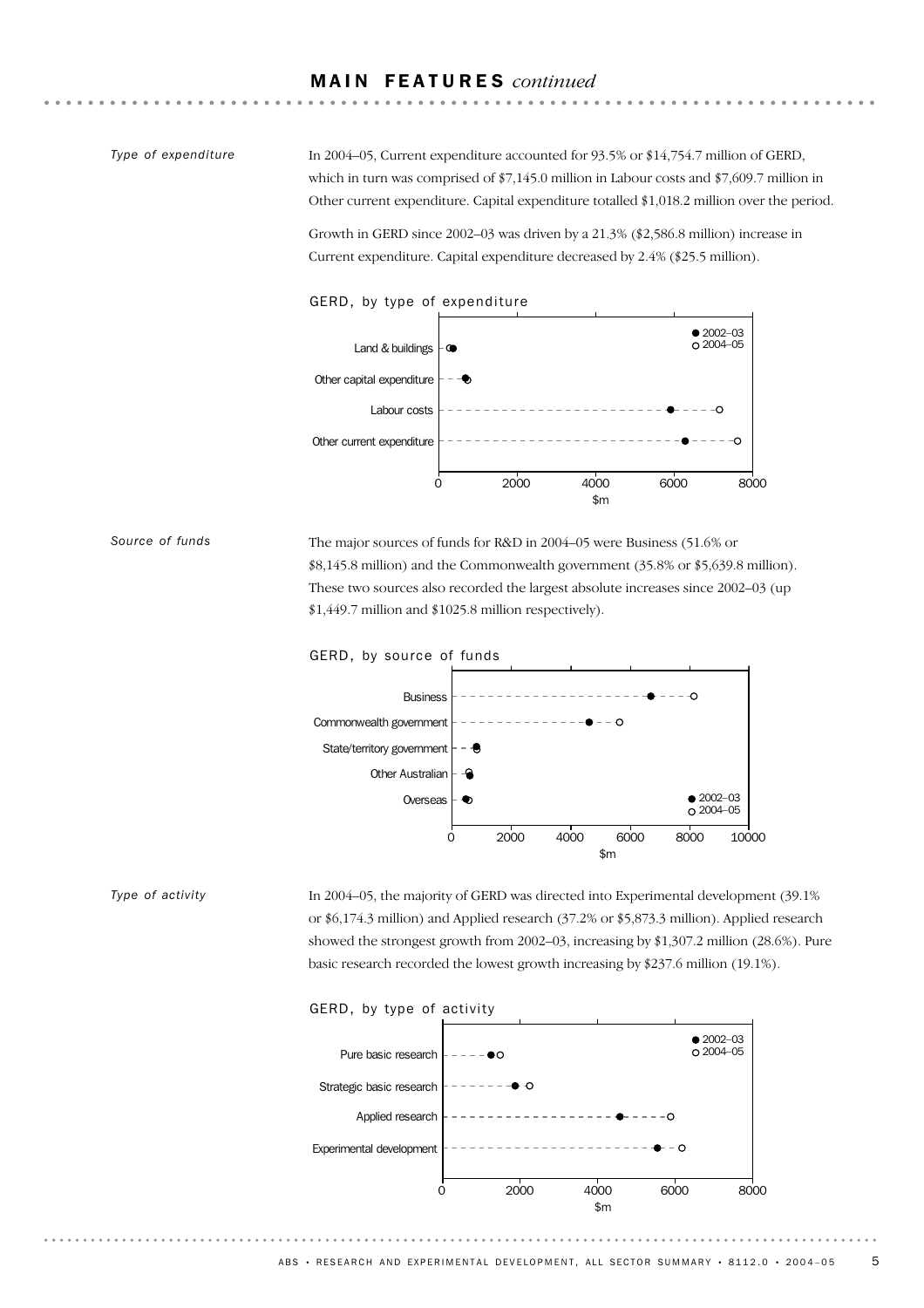## MAIN FEATURES *continued*

*Type of expenditure*

In 2004–05, Current expenditure accounted for 93.5% or $14,754.7 million of GERD, which in turn was comprised of $7,145.0 million in Labour costs and $7,609.7 million in Other current expenditure. Capital expenditure totalled $1,018.2 million over the period.

Growth in GERD since 2002–03 was driven by a 21.3% ($2,586.8 million) increase in Current expenditure. Capital expenditure decreased by 2.4% ($25.5 million).

GERD, by type of expenditure

*Source of funds*

The major sources of funds for R&D in 2004–05 were Business (51.6% or $8,145.8 million) and the Commonwealth government (35.8% or $5,639.8 million). These two sources also recorded the largest absolute increases since 2002–03 (up $1,449.7 million and $1025.8 million respectively).

GERD, by source of funds

*Type of activity*

In 2004–05, the majority of GERD was directed into Experimental development (39.1% or $6,174.3 million) and Applied research (37.2% or $5,873.3 million). Applied research showed the strongest growth from 2002–03, increasing by $1,307.2 million (28.6%). Pure basic research recorded the lowest growth increasing by $237.6 million (19.1%).

GERD, by type of activity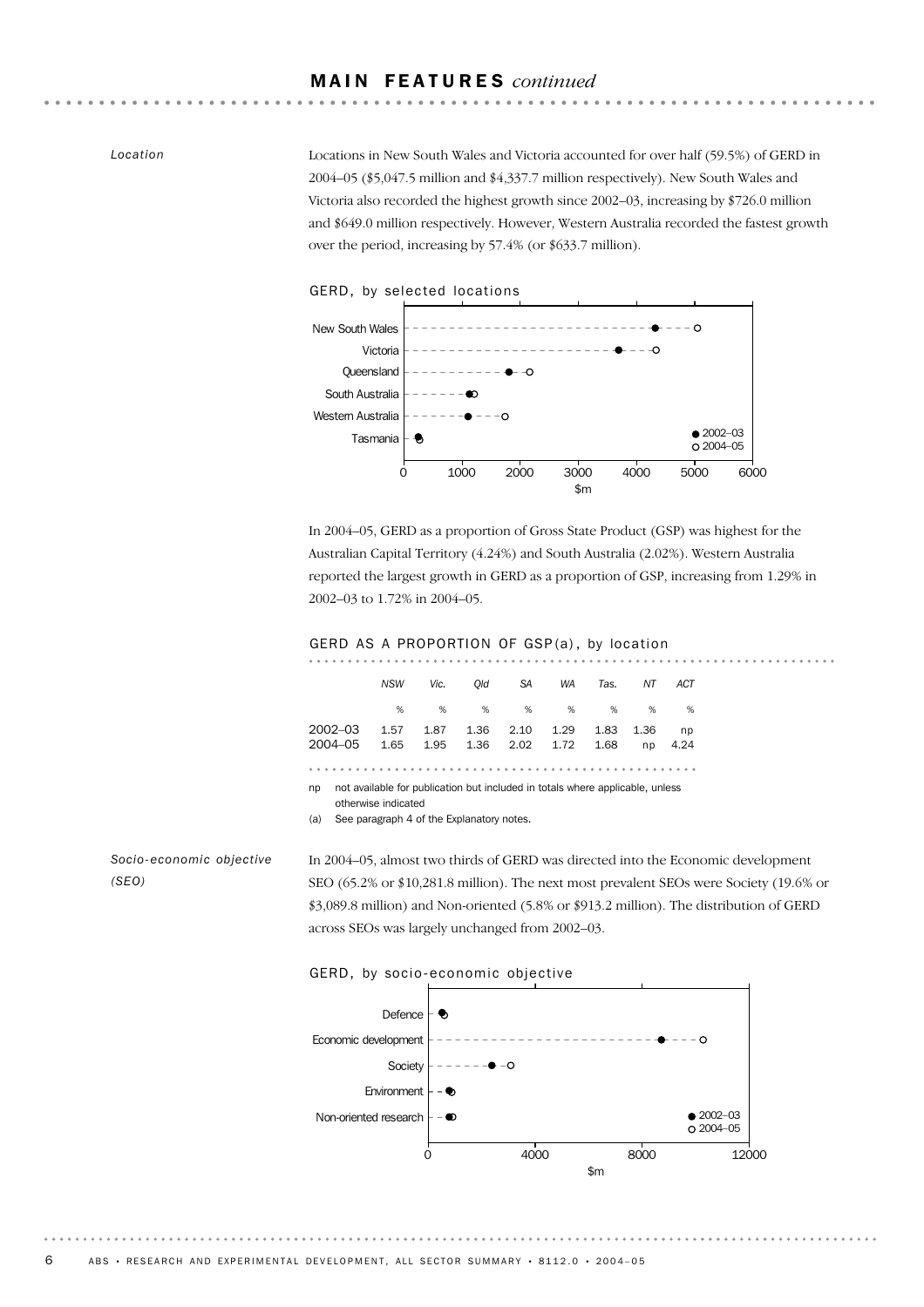## MAIN FEATURES *continued*

*Location*

Locations in New South Wales and Victoria accounted for over half (59.5%) of GERD in 2004–05 ($5,047.5 million and $4,337.7 million respectively). New South Wales and Victoria also recorded the highest growth since 2002–03, increasing by $726.0 million and $649.0 million respectively. However, Western Australia recorded the fastest growth over the period, increasing by 57.4% (or $633.7 million).

GERD, by selected locations

In 2004–05, GERD as a proportion of Gross State Product (GSP) was highest for the Australian Capital Territory (4.24%) and South Australia (2.02%). Western Australia reported the largest growth in GERD as a proportion of GSP, increasing from 1.29% in 2002–03 to 1.72% in 2004–05.

GERD AS A PROPORTION OF GSP(a), by location

| | NSW | Vic. | Qld | SA | WA | Tas. | NT | ACT |
|---|---|---|---|---|---|---|---|---|
| | % | % | % | % | % | % | % | % |
| 2002–03 | 1.57 | 1.87 | 1.36 | 2.10 | 1.29 | 1.83 | 1.36 | np |
| 2004–05 | 1.65 | 1.95 | 1.36 | 2.02 | 1.72 | 1.68 | np | 4.24 |

np not available for publication but included in totals where applicable, unless otherwise indicated

(a) See paragraph 4 of the Explanatory notes.

*Socio-economic objective (SEO)*

In 2004–05, almost two thirds of GERD was directed into the Economic development SEO (65.2% or $10,281.8 million). The next most prevalent SEOs were Society (19.6% or $3,089.8 million) and Non-oriented (5.8% or $913.2 million). The distribution of GERD across SEOs was largely unchanged from 2002–03.

GERD, by socio-economic objective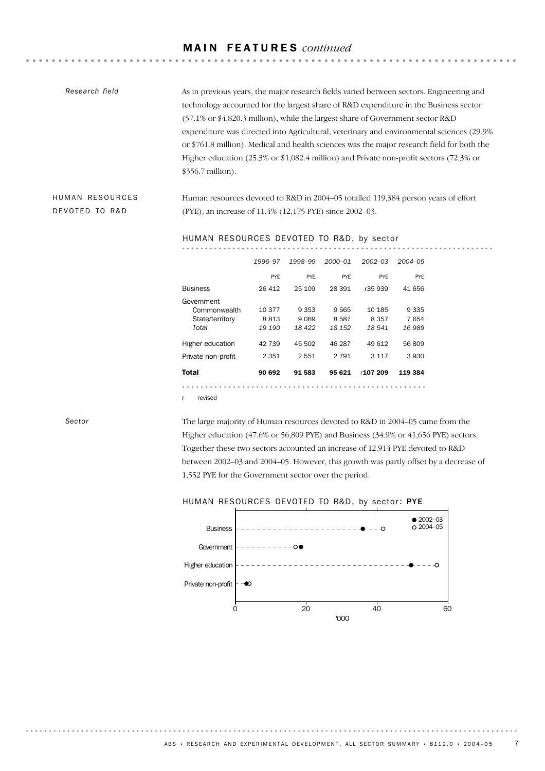## MAIN FEATURES *continued*

*Research field*

As in previous years, the major research fields varied between sectors. Engineering and technology accounted for the largest share of R&D expenditure in the Business sector (57.1% or $4,820.3 million), while the largest share of Government sector R&D expenditure was directed into Agricultural, veterinary and environmental sciences (29.9% or $761.8 million). Medical and health sciences was the major research field for both the Higher education (25.3% or $1,082.4 million) and Private non-profit sectors (72.3% or $356.7 million).

## HUMAN RESOURCES DEVOTED TO R&D

Human resources devoted to R&D in 2004–05 totalled 119,384 person years of effort (PYE), an increase of 11.4% (12,175 PYE) since 2002–03.

### HUMAN RESOURCES DEVOTED TO R&D, by sector

| | *1996–97* | *1998–99* | *2000–01* | *2002–03* | *2004–05* |
|---|---|---|---|---|---|
| | PYE | PYE | PYE | PYE | PYE |
| Business | 26 412 | 25 109 | 28 391 | r35 939 | 41 656 |
| Government | | | | | |
| Commonwealth | 10 377 | 9 353 | 9 565 | 10 185 | 9 335 |
| State/territory | 8 813 | 9 069 | 8 587 | 8 357 | 7 654 |
| *Total* | *19 190* | *18 422* | *18 152* | *18 541* | *16 989* |
| Higher education | 42 739 | 45 502 | 46 287 | 49 612 | 56 809 |
| Private non-profit | 2 351 | 2 551 | 2 791 | 3 117 | 3 930 |
| **Total** | **90 692** | **91 583** | **95 621** | r**107 209** | **119 384** |

r revised

*Sector*

The large majority of Human resources devoted to R&D in 2004–05 came from the Higher education (47.6% or 56,809 PYE) and Business (34.9% or 41,656 PYE) sectors. Together these two sectors accounted an increase of 12,914 PYE devoted to R&D between 2002–03 and 2004–05. However, this growth was partly offset by a decrease of 1,552 PYE for the Government sector over the period.

### HUMAN RESOURCES DEVOTED TO R&D, by sector: PYE

| | 2002–03 ('000) | 2004–05 ('000) |
|---|---|---|
| Business | ~36 | ~42 |
| Government | ~19 | ~17 |
| Higher education | ~50 | ~57 |
| Private non-profit | ~3 | ~4 |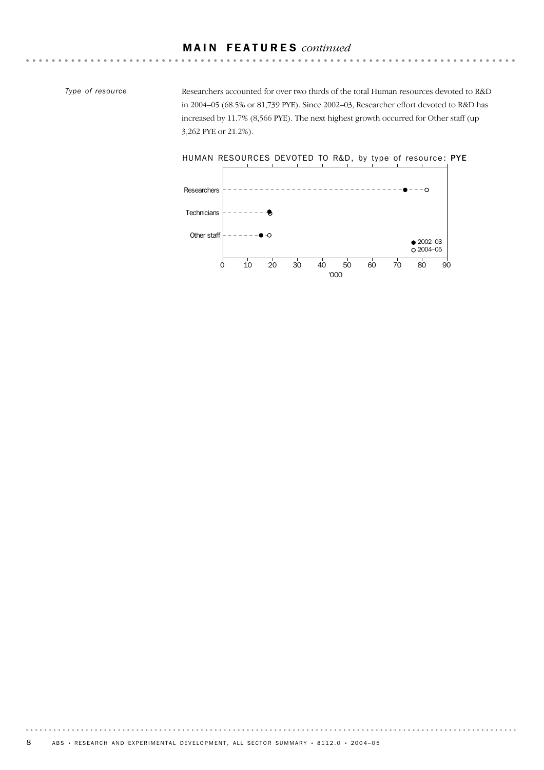## MAIN FEATURES *continued*

*Type of resource*

Researchers accounted for over two thirds of the total Human resources devoted to R&D in 2004–05 (68.5% or 81,739 PYE). Since 2002–03, Researcher effort devoted to R&D has increased by 11.7% (8,566 PYE). The next highest growth occurred for Other staff (up 3,262 PYE or 21.2%).

HUMAN RESOURCES DEVOTED TO R&D, by type of resource: **PYE**

Researchers

Technicians

Other staff

● 2002–03
○ 2004–05

0 10 20 30 40 50 60 70 80 90

'000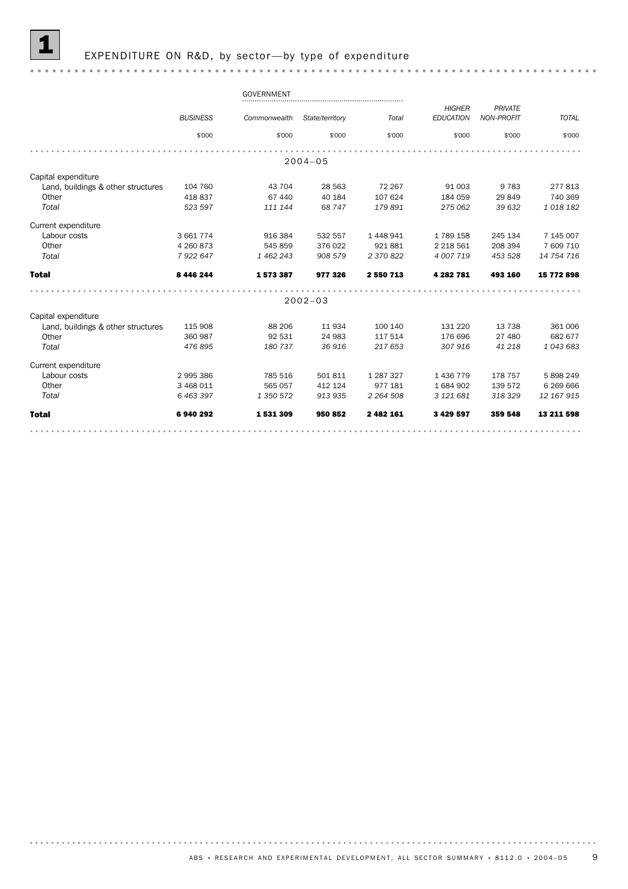# 1 EXPENDITURE ON R&D, by sector—by type of expenditure

| | BUSINESS | GOVERNMENT | | | HIGHER EDUCATION | PRIVATE NON-PROFIT | TOTAL |
|---|---|---|---|---|---|---|---|
| | | Commonwealth | State/territory | Total | | | |
| | $'000 | $'000 | $'000 | $'000 | $'000 | $'000 | $'000 |
| **2004–05** | | | | | | | |
| Capital expenditure | | | | | | | |
| Land, buildings & other structures | 104 760 | 43 704 | 28 563 | 72 267 | 91 003 | 9 783 | 277 813 |
| Other | 418 837 | 67 440 | 40 184 | 107 624 | 184 059 | 29 849 | 740 369 |
| *Total* | *523 597* | *111 144* | *68 747* | *179 891* | *275 062* | *39 632* | *1 018 182* |
| Current expenditure | | | | | | | |
| Labour costs | 3 661 774 | 916 384 | 532 557 | 1 448 941 | 1 789 158 | 245 134 | 7 145 007 |
| Other | 4 260 873 | 545 859 | 376 022 | 921 881 | 2 218 561 | 208 394 | 7 609 710 |
| *Total* | *7 922 647* | *1 462 243* | *908 579* | *2 370 822* | *4 007 719* | *453 528* | *14 754 716* |
| **Total** | **8 446 244** | **1 573 387** | **977 326** | **2 550 713** | **4 282 781** | **493 160** | **15 772 898** |
| **2002–03** | | | | | | | |
| Capital expenditure | | | | | | | |
| Land, buildings & other structures | 115 908 | 88 206 | 11 934 | 100 140 | 131 220 | 13 738 | 361 006 |
| Other | 360 987 | 92 531 | 24 983 | 117 514 | 176 696 | 27 480 | 682 677 |
| *Total* | *476 895* | *180 737* | *36 916* | *217 653* | *307 916* | *41 218* | *1 043 683* |
| Current expenditure | | | | | | | |
| Labour costs | 2 995 386 | 785 516 | 501 811 | 1 287 327 | 1 436 779 | 178 757 | 5 898 249 |
| Other | 3 468 011 | 565 057 | 412 124 | 977 181 | 1 684 902 | 139 572 | 6 269 666 |
| *Total* | *6 463 397* | *1 350 572* | *913 935* | *2 264 508* | *3 121 681* | *318 329* | *12 167 915* |
| **Total** | **6 940 292** | **1 531 309** | **950 852** | **2 482 161** | **3 429 597** | **359 548** | **13 211 598** |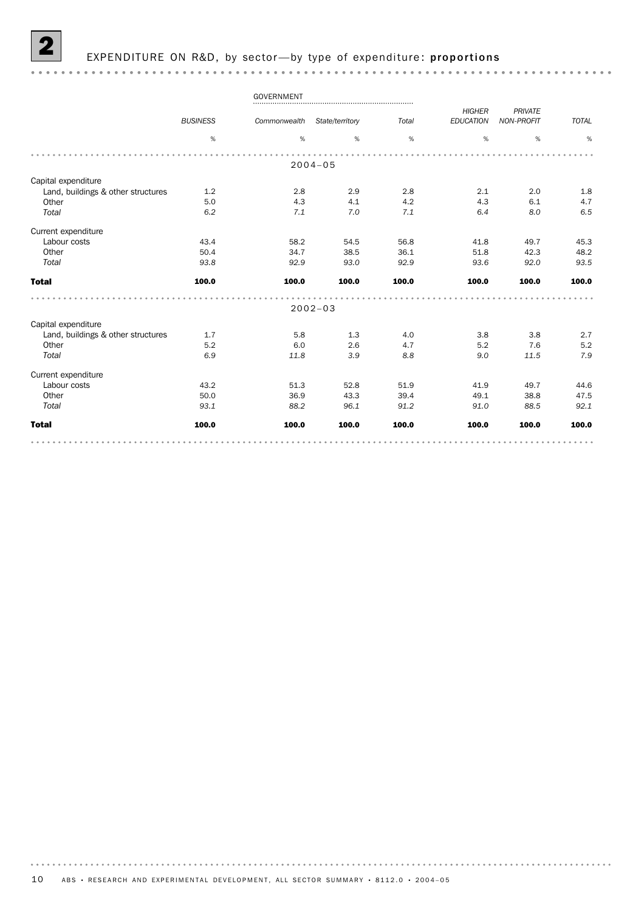## 2 EXPENDITURE ON R&D, by sector—by type of expenditure: **proportions**

| | BUSINESS | GOVERNMENT | | | HIGHER EDUCATION | PRIVATE NON-PROFIT | TOTAL |
|---|---|---|---|---|---|---|---|
| | | Commonwealth | State/territory | Total | | | |
| | % | % | % | % | % | % | % |
| **2004–05** | | | | | | | |
| Capital expenditure | | | | | | | |
| Land, buildings & other structures | 1.2 | 2.8 | 2.9 | 2.8 | 2.1 | 2.0 | 1.8 |
| Other | 5.0 | 4.3 | 4.1 | 4.2 | 4.3 | 6.1 | 4.7 |
| *Total* | *6.2* | *7.1* | *7.0* | *7.1* | *6.4* | *8.0* | *6.5* |
| Current expenditure | | | | | | | |
| Labour costs | 43.4 | 58.2 | 54.5 | 56.8 | 41.8 | 49.7 | 45.3 |
| Other | 50.4 | 34.7 | 38.5 | 36.1 | 51.8 | 42.3 | 48.2 |
| *Total* | *93.8* | *92.9* | *93.0* | *92.9* | *93.6* | *92.0* | *93.5* |
| **Total** | **100.0** | **100.0** | **100.0** | **100.0** | **100.0** | **100.0** | **100.0** |
| **2002–03** | | | | | | | |
| Capital expenditure | | | | | | | |
| Land, buildings & other structures | 1.7 | 5.8 | 1.3 | 4.0 | 3.8 | 3.8 | 2.7 |
| Other | 5.2 | 6.0 | 2.6 | 4.7 | 5.2 | 7.6 | 5.2 |
| *Total* | *6.9* | *11.8* | *3.9* | *8.8* | *9.0* | *11.5* | *7.9* |
| Current expenditure | | | | | | | |
| Labour costs | 43.2 | 51.3 | 52.8 | 51.9 | 41.9 | 49.7 | 44.6 |
| Other | 50.0 | 36.9 | 43.3 | 39.4 | 49.1 | 38.8 | 47.5 |
| *Total* | *93.1* | *88.2* | *96.1* | *91.2* | *91.0* | *88.5* | *92.1* |
| **Total** | **100.0** | **100.0** | **100.0** | **100.0** | **100.0** | **100.0** | **100.0** |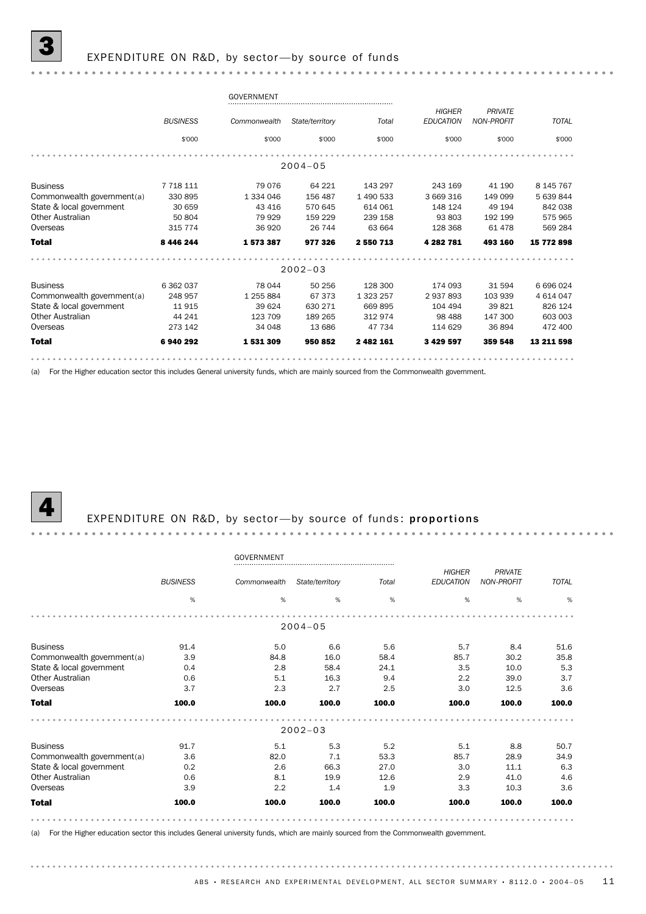## 3 EXPENDITURE ON R&D, by sector—by source of funds

| | BUSINESS | GOVERNMENT Commonwealth | GOVERNMENT State/territory | GOVERNMENT Total | HIGHER EDUCATION | PRIVATE NON-PROFIT | TOTAL |
|---|---|---|---|---|---|---|---|
| | $'000 | $'000 | $'000 | $'000 | $'000 | $'000 | $'000 |
| **2004–05** | | | | | | | |
| Business | 7 718 111 | 79 076 | 64 221 | 143 297 | 243 169 | 41 190 | 8 145 767 |
| Commonwealth government(a) | 330 895 | 1 334 046 | 156 487 | 1 490 533 | 3 669 316 | 149 099 | 5 639 844 |
| State & local government | 30 659 | 43 416 | 570 645 | 614 061 | 148 124 | 49 194 | 842 038 |
| Other Australian | 50 804 | 79 929 | 159 229 | 239 158 | 93 803 | 192 199 | 575 965 |
| Overseas | 315 774 | 36 920 | 26 744 | 63 664 | 128 368 | 61 478 | 569 284 |
| **Total** | **8 446 244** | **1 573 387** | **977 326** | **2 550 713** | **4 282 781** | **493 160** | **15 772 898** |
| **2002–03** | | | | | | | |
| Business | 6 362 037 | 78 044 | 50 256 | 128 300 | 174 093 | 31 594 | 6 696 024 |
| Commonwealth government(a) | 248 957 | 1 255 884 | 67 373 | 1 323 257 | 2 937 893 | 103 939 | 4 614 047 |
| State & local government | 11 915 | 39 624 | 630 271 | 669 895 | 104 494 | 39 821 | 826 124 |
| Other Australian | 44 241 | 123 709 | 189 265 | 312 974 | 98 488 | 147 300 | 603 003 |
| Overseas | 273 142 | 34 048 | 13 686 | 47 734 | 114 629 | 36 894 | 472 400 |
| **Total** | **6 940 292** | **1 531 309** | **950 852** | **2 482 161** | **3 429 597** | **359 548** | **13 211 598** |

(a) For the Higher education sector this includes General university funds, which are mainly sourced from the Commonwealth government.

## 4 EXPENDITURE ON R&D, by sector—by source of funds: proportions

| | BUSINESS | GOVERNMENT Commonwealth | GOVERNMENT State/territory | GOVERNMENT Total | HIGHER EDUCATION | PRIVATE NON-PROFIT | TOTAL |
|---|---|---|---|---|---|---|---|
| | % | % | % | % | % | % | % |
| **2004–05** | | | | | | | |
| Business | 91.4 | 5.0 | 6.6 | 5.6 | 5.7 | 8.4 | 51.6 |
| Commonwealth government(a) | 3.9 | 84.8 | 16.0 | 58.4 | 85.7 | 30.2 | 35.8 |
| State & local government | 0.4 | 2.8 | 58.4 | 24.1 | 3.5 | 10.0 | 5.3 |
| Other Australian | 0.6 | 5.1 | 16.3 | 9.4 | 2.2 | 39.0 | 3.7 |
| Overseas | 3.7 | 2.3 | 2.7 | 2.5 | 3.0 | 12.5 | 3.6 |
| **Total** | **100.0** | **100.0** | **100.0** | **100.0** | **100.0** | **100.0** | **100.0** |
| **2002–03** | | | | | | | |
| Business | 91.7 | 5.1 | 5.3 | 5.2 | 5.1 | 8.8 | 50.7 |
| Commonwealth government(a) | 3.6 | 82.0 | 7.1 | 53.3 | 85.7 | 28.9 | 34.9 |
| State & local government | 0.2 | 2.6 | 66.3 | 27.0 | 3.0 | 11.1 | 6.3 |
| Other Australian | 0.6 | 8.1 | 19.9 | 12.6 | 2.9 | 41.0 | 4.6 |
| Overseas | 3.9 | 2.2 | 1.4 | 1.9 | 3.3 | 10.3 | 3.6 |
| **Total** | **100.0** | **100.0** | **100.0** | **100.0** | **100.0** | **100.0** | **100.0** |

(a) For the Higher education sector this includes General university funds, which are mainly sourced from the Commonwealth government.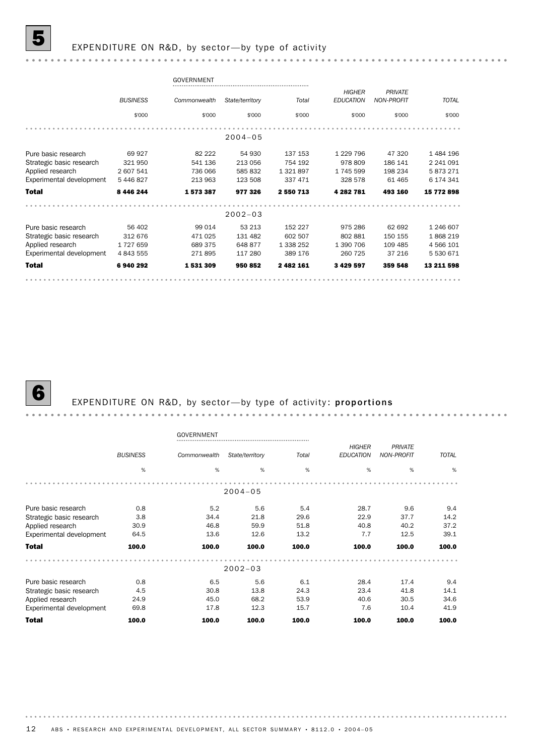## 5 EXPENDITURE ON R&D, by sector—by type of activity

| | BUSINESS | GOVERNMENT | | | HIGHER EDUCATION | PRIVATE NON-PROFIT | TOTAL |
|---|---|---|---|---|---|---|---|
| | | Commonwealth | State/territory | Total | | | |
| | $'000 | $'000 | $'000 | $'000 | $'000 | $'000 | $'000 |
| **2004–05** | | | | | | | |
| Pure basic research | 69 927 | 82 222 | 54 930 | 137 153 | 1 229 796 | 47 320 | 1 484 196 |
| Strategic basic research | 321 950 | 541 136 | 213 056 | 754 192 | 978 809 | 186 141 | 2 241 091 |
| Applied research | 2 607 541 | 736 066 | 585 832 | 1 321 897 | 1 745 599 | 198 234 | 5 873 271 |
| Experimental development | 5 446 827 | 213 963 | 123 508 | 337 471 | 328 578 | 61 465 | 6 174 341 |
| **Total** | **8 446 244** | **1 573 387** | **977 326** | **2 550 713** | **4 282 781** | **493 160** | **15 772 898** |
| **2002–03** | | | | | | | |
| Pure basic research | 56 402 | 99 014 | 53 213 | 152 227 | 975 286 | 62 692 | 1 246 607 |
| Strategic basic research | 312 676 | 471 025 | 131 482 | 602 507 | 802 881 | 150 155 | 1 868 219 |
| Applied research | 1 727 659 | 689 375 | 648 877 | 1 338 252 | 1 390 706 | 109 485 | 4 566 101 |
| Experimental development | 4 843 555 | 271 895 | 117 280 | 389 176 | 260 725 | 37 216 | 5 530 671 |
| **Total** | **6 940 292** | **1 531 309** | **950 852** | **2 482 161** | **3 429 597** | **359 548** | **13 211 598** |

## 6 EXPENDITURE ON R&D, by sector—by type of activity: **proportions**

| | BUSINESS | GOVERNMENT | | | HIGHER EDUCATION | PRIVATE NON-PROFIT | TOTAL |
|---|---|---|---|---|---|---|---|
| | | Commonwealth | State/territory | Total | | | |
| | % | % | % | % | % | % | % |
| **2004–05** | | | | | | | |
| Pure basic research | 0.8 | 5.2 | 5.6 | 5.4 | 28.7 | 9.6 | 9.4 |
| Strategic basic research | 3.8 | 34.4 | 21.8 | 29.6 | 22.9 | 37.7 | 14.2 |
| Applied research | 30.9 | 46.8 | 59.9 | 51.8 | 40.8 | 40.2 | 37.2 |
| Experimental development | 64.5 | 13.6 | 12.6 | 13.2 | 7.7 | 12.5 | 39.1 |
| **Total** | **100.0** | **100.0** | **100.0** | **100.0** | **100.0** | **100.0** | **100.0** |
| **2002–03** | | | | | | | |
| Pure basic research | 0.8 | 6.5 | 5.6 | 6.1 | 28.4 | 17.4 | 9.4 |
| Strategic basic research | 4.5 | 30.8 | 13.8 | 24.3 | 23.4 | 41.8 | 14.1 |
| Applied research | 24.9 | 45.0 | 68.2 | 53.9 | 40.6 | 30.5 | 34.6 |
| Experimental development | 69.8 | 17.8 | 12.3 | 15.7 | 7.6 | 10.4 | 41.9 |
| **Total** | **100.0** | **100.0** | **100.0** | **100.0** | **100.0** | **100.0** | **100.0** |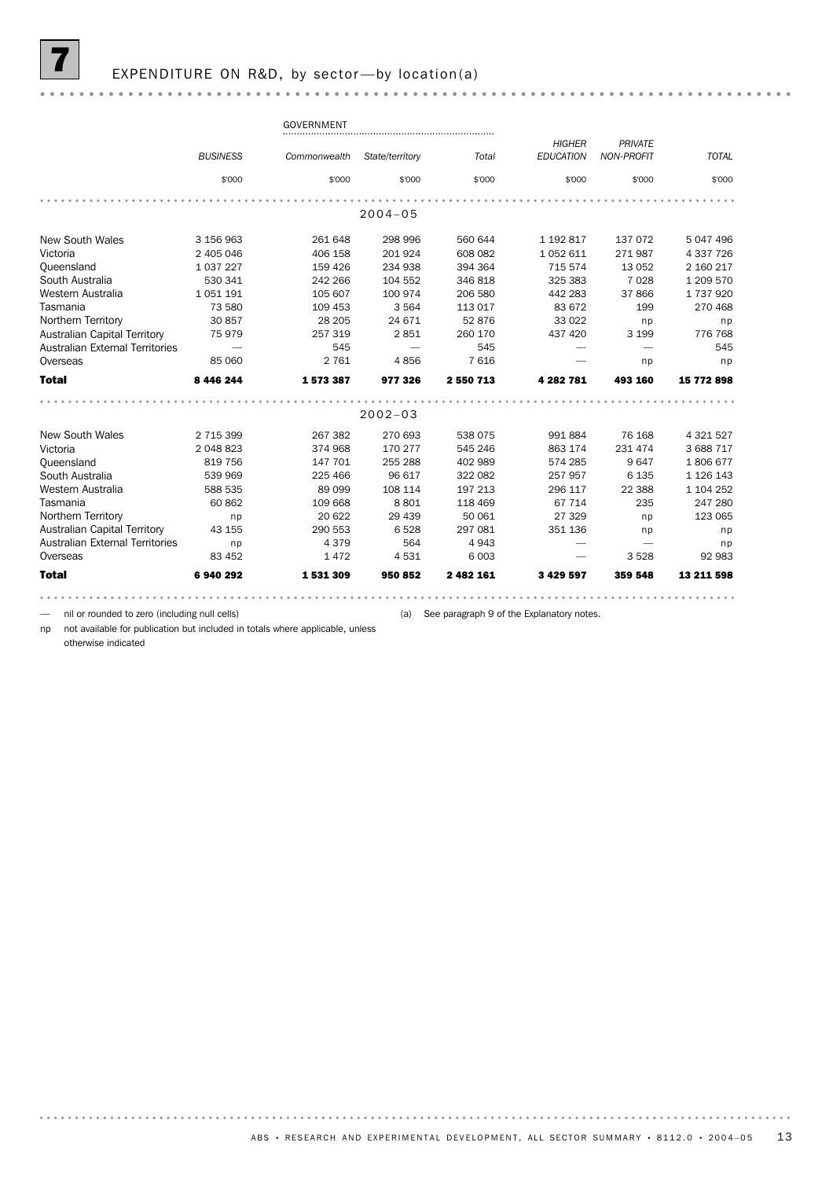## 7 EXPENDITURE ON R&D, by sector—by location(a)

| | BUSINESS | GOVERNMENT | | | HIGHER EDUCATION | PRIVATE NON-PROFIT | TOTAL |
|---|---|---|---|---|---|---|---|
| | | Commonwealth | State/territory | Total | | | |
| | $'000 | $'000 | $'000 | $'000 | $'000 | $'000 | $'000 |
| **2004–05** | | | | | | | |
| New South Wales | 3 156 963 | 261 648 | 298 996 | 560 644 | 1 192 817 | 137 072 | 5 047 496 |
| Victoria | 2 405 046 | 406 158 | 201 924 | 608 082 | 1 052 611 | 271 987 | 4 337 726 |
| Queensland | 1 037 227 | 159 426 | 234 938 | 394 364 | 715 574 | 13 052 | 2 160 217 |
| South Australia | 530 341 | 242 266 | 104 552 | 346 818 | 325 383 | 7 028 | 1 209 570 |
| Western Australia | 1 051 191 | 105 607 | 100 974 | 206 580 | 442 283 | 37 866 | 1 737 920 |
| Tasmania | 73 580 | 109 453 | 3 564 | 113 017 | 83 672 | 199 | 270 468 |
| Northern Territory | 30 857 | 28 205 | 24 671 | 52 876 | 33 022 | np | np |
| Australian Capital Territory | 75 979 | 257 319 | 2 851 | 260 170 | 437 420 | 3 199 | 776 768 |
| Australian External Territories | — | 545 | — | 545 | — | — | 545 |
| Overseas | 85 060 | 2 761 | 4 856 | 7 616 | — | np | np |
| **Total** | **8 446 244** | **1 573 387** | **977 326** | **2 550 713** | **4 282 781** | **493 160** | **15 772 898** |
| **2002–03** | | | | | | | |
| New South Wales | 2 715 399 | 267 382 | 270 693 | 538 075 | 991 884 | 76 168 | 4 321 527 |
| Victoria | 2 048 823 | 374 968 | 170 277 | 545 246 | 863 174 | 231 474 | 3 688 717 |
| Queensland | 819 756 | 147 701 | 255 288 | 402 989 | 574 285 | 9 647 | 1 806 677 |
| South Australia | 539 969 | 225 466 | 96 617 | 322 082 | 257 957 | 6 135 | 1 126 143 |
| Western Australia | 588 535 | 89 099 | 108 114 | 197 213 | 296 117 | 22 388 | 1 104 252 |
| Tasmania | 60 862 | 109 668 | 8 801 | 118 469 | 67 714 | 235 | 247 280 |
| Northern Territory | np | 20 622 | 29 439 | 50 061 | 27 329 | np | 123 065 |
| Australian Capital Territory | 43 155 | 290 553 | 6 528 | 297 081 | 351 136 | np | np |
| Australian External Territories | np | 4 379 | 564 | 4 943 | — | — | np |
| Overseas | 83 452 | 1 472 | 4 531 | 6 003 | — | 3 528 | 92 983 |
| **Total** | **6 940 292** | **1 531 309** | **950 852** | **2 482 161** | **3 429 597** | **359 548** | **13 211 598** |

— nil or rounded to zero (including null cells)

np not available for publication but included in totals where applicable, unless otherwise indicated

(a) See paragraph 9 of the Explanatory notes.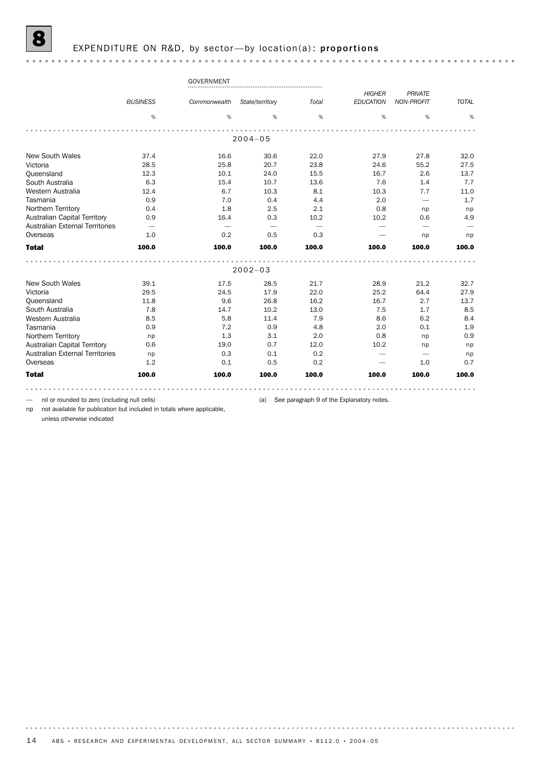# 8 EXPENDITURE ON R&D, by sector—by location(a): proportions

| | BUSINESS | GOVERNMENT | | | HIGHER EDUCATION | PRIVATE NON-PROFIT | TOTAL |
|---|---|---|---|---|---|---|---|
| | | Commonwealth | State/territory | Total | | | |
| | % | % | % | % | % | % | % |
| **2004–05** | | | | | | | |
| New South Wales | 37.4 | 16.6 | 30.6 | 22.0 | 27.9 | 27.8 | 32.0 |
| Victoria | 28.5 | 25.8 | 20.7 | 23.8 | 24.6 | 55.2 | 27.5 |
| Queensland | 12.3 | 10.1 | 24.0 | 15.5 | 16.7 | 2.6 | 13.7 |
| South Australia | 6.3 | 15.4 | 10.7 | 13.6 | 7.6 | 1.4 | 7.7 |
| Western Australia | 12.4 | 6.7 | 10.3 | 8.1 | 10.3 | 7.7 | 11.0 |
| Tasmania | 0.9 | 7.0 | 0.4 | 4.4 | 2.0 | — | 1.7 |
| Northern Territory | 0.4 | 1.8 | 2.5 | 2.1 | 0.8 | np | np |
| Australian Capital Territory | 0.9 | 16.4 | 0.3 | 10.2 | 10.2 | 0.6 | 4.9 |
| Australian External Territories | — | — | — | — | — | — | — |
| Overseas | 1.0 | 0.2 | 0.5 | 0.3 | — | np | np |
| **Total** | **100.0** | **100.0** | **100.0** | **100.0** | **100.0** | **100.0** | **100.0** |
| **2002–03** | | | | | | | |
| New South Wales | 39.1 | 17.5 | 28.5 | 21.7 | 28.9 | 21.2 | 32.7 |
| Victoria | 29.5 | 24.5 | 17.9 | 22.0 | 25.2 | 64.4 | 27.9 |
| Queensland | 11.8 | 9.6 | 26.8 | 16.2 | 16.7 | 2.7 | 13.7 |
| South Australia | 7.8 | 14.7 | 10.2 | 13.0 | 7.5 | 1.7 | 8.5 |
| Western Australia | 8.5 | 5.8 | 11.4 | 7.9 | 8.6 | 6.2 | 8.4 |
| Tasmania | 0.9 | 7.2 | 0.9 | 4.8 | 2.0 | 0.1 | 1.9 |
| Northern Territory | np | 1.3 | 3.1 | 2.0 | 0.8 | np | 0.9 |
| Australian Capital Territory | 0.6 | 19.0 | 0.7 | 12.0 | 10.2 | np | np |
| Australian External Territories | np | 0.3 | 0.1 | 0.2 | — | — | np |
| Overseas | 1.2 | 0.1 | 0.5 | 0.2 | — | 1.0 | 0.7 |
| **Total** | **100.0** | **100.0** | **100.0** | **100.0** | **100.0** | **100.0** | **100.0** |

— nil or rounded to zero (including null cells)

np not available for publication but included in totals where applicable, unless otherwise indicated

(a) See paragraph 9 of the Explanatory notes.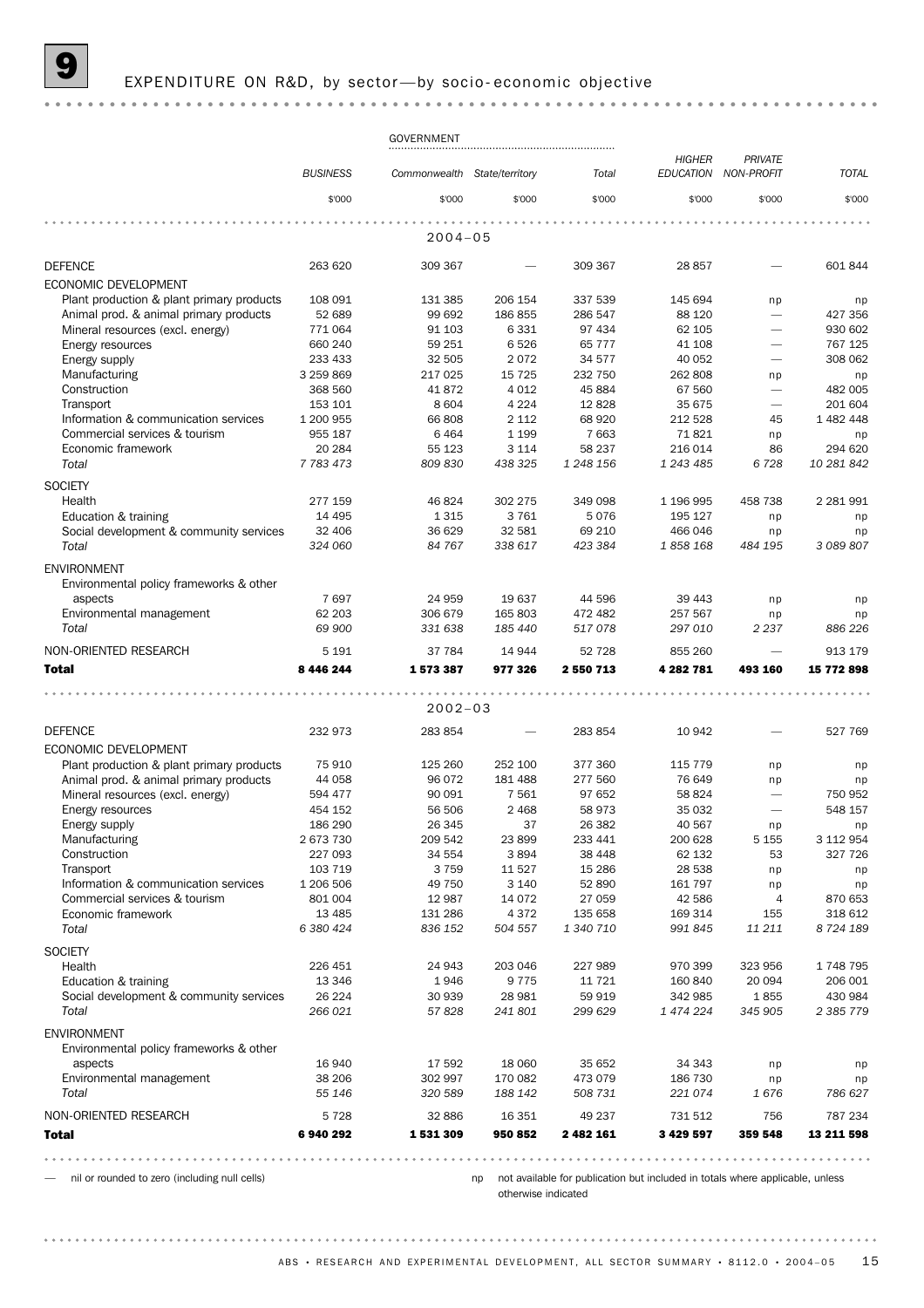# 9 EXPENDITURE ON R&D, by sector—by socio-economic objective

| | BUSINESS | GOVERNMENT | | | HIGHER EDUCATION | PRIVATE NON-PROFIT | TOTAL |
|---|---|---|---|---|---|---|---|
| | | Commonwealth | State/territory | Total | | | |
| | $'000 | $'000 | $'000 | $'000 | $'000 | $'000 | $'000 |
| **2004–05** | | | | | | | |
| DEFENCE | 263 620 | 309 367 | — | 309 367 | 28 857 | — | 601 844 |
| ECONOMIC DEVELOPMENT | | | | | | | |
| Plant production & plant primary products | 108 091 | 131 385 | 206 154 | 337 539 | 145 694 | np | np |
| Animal prod. & animal primary products | 52 689 | 99 692 | 186 855 | 286 547 | 88 120 | — | 427 356 |
| Mineral resources (excl. energy) | 771 064 | 91 103 | 6 331 | 97 434 | 62 105 | — | 930 602 |
| Energy resources | 660 240 | 59 251 | 6 526 | 65 777 | 41 108 | — | 767 125 |
| Energy supply | 233 433 | 32 505 | 2 072 | 34 577 | 40 052 | — | 308 062 |
| Manufacturing | 3 259 869 | 217 025 | 15 725 | 232 750 | 262 808 | np | np |
| Construction | 368 560 | 41 872 | 4 012 | 45 884 | 67 560 | — | 482 005 |
| Transport | 153 101 | 8 604 | 4 224 | 12 828 | 35 675 | — | 201 604 |
| Information & communication services | 1 200 955 | 66 808 | 2 112 | 68 920 | 212 528 | 45 | 1 482 448 |
| Commercial services & tourism | 955 187 | 6 464 | 1 199 | 7 663 | 71 821 | np | np |
| Economic framework | 20 284 | 55 123 | 3 114 | 58 237 | 216 014 | 86 | 294 620 |
| *Total* | *7 783 473* | *809 830* | *438 325* | *1 248 156* | *1 243 485* | *6 728* | *10 281 842* |
| SOCIETY | | | | | | | |
| Health | 277 159 | 46 824 | 302 275 | 349 098 | 1 196 995 | 458 738 | 2 281 991 |
| Education & training | 14 495 | 1 315 | 3 761 | 5 076 | 195 127 | np | np |
| Social development & community services | 32 406 | 36 629 | 32 581 | 69 210 | 466 046 | np | np |
| *Total* | *324 060* | *84 767* | *338 617* | *423 384* | *1 858 168* | *484 195* | *3 089 807* |
| ENVIRONMENT | | | | | | | |
| Environmental policy frameworks & other aspects | 7 697 | 24 959 | 19 637 | 44 596 | 39 443 | np | np |
| Environmental management | 62 203 | 306 679 | 165 803 | 472 482 | 257 567 | np | np |
| *Total* | *69 900* | *331 638* | *185 440* | *517 078* | *297 010* | *2 237* | *886 226* |
| NON-ORIENTED RESEARCH | 5 191 | 37 784 | 14 944 | 52 728 | 855 260 | — | 913 179 |
| **Total** | **8 446 244** | **1 573 387** | **977 326** | **2 550 713** | **4 282 781** | **493 160** | **15 772 898** |
| **2002–03** | | | | | | | |
| DEFENCE | 232 973 | 283 854 | — | 283 854 | 10 942 | — | 527 769 |
| ECONOMIC DEVELOPMENT | | | | | | | |
| Plant production & plant primary products | 75 910 | 125 260 | 252 100 | 377 360 | 115 779 | np | np |
| Animal prod. & animal primary products | 44 058 | 96 072 | 181 488 | 277 560 | 76 649 | np | np |
| Mineral resources (excl. energy) | 594 477 | 90 091 | 7 561 | 97 652 | 58 824 | — | 750 952 |
| Energy resources | 454 152 | 56 506 | 2 468 | 58 973 | 35 032 | — | 548 157 |
| Energy supply | 186 290 | 26 345 | 37 | 26 382 | 40 567 | np | np |
| Manufacturing | 2 673 730 | 209 542 | 23 899 | 233 441 | 200 628 | 5 155 | 3 112 954 |
| Construction | 227 093 | 34 554 | 3 894 | 38 448 | 62 132 | 53 | 327 726 |
| Transport | 103 719 | 3 759 | 11 527 | 15 286 | 28 538 | np | np |
| Information & communication services | 1 206 506 | 49 750 | 3 140 | 52 890 | 161 797 | np | np |
| Commercial services & tourism | 801 004 | 12 987 | 14 072 | 27 059 | 42 586 | 4 | 870 653 |
| Economic framework | 13 485 | 131 286 | 4 372 | 135 658 | 169 314 | 155 | 318 612 |
| *Total* | *6 380 424* | *836 152* | *504 557* | *1 340 710* | *991 845* | *11 211* | *8 724 189* |
| SOCIETY | | | | | | | |
| Health | 226 451 | 24 943 | 203 046 | 227 989 | 970 399 | 323 956 | 1 748 795 |
| Education & training | 13 346 | 1 946 | 9 775 | 11 721 | 160 840 | 20 094 | 206 001 |
| Social development & community services | 26 224 | 30 939 | 28 981 | 59 919 | 342 985 | 1 855 | 430 984 |
| *Total* | *266 021* | *57 828* | *241 801* | *299 629* | *1 474 224* | *345 905* | *2 385 779* |
| ENVIRONMENT | | | | | | | |
| Environmental policy frameworks & other aspects | 16 940 | 17 592 | 18 060 | 35 652 | 34 343 | np | np |
| Environmental management | 38 206 | 302 997 | 170 082 | 473 079 | 186 730 | np | np |
| *Total* | *55 146* | *320 589* | *188 142* | *508 731* | *221 074* | *1 676* | *786 627* |
| NON-ORIENTED RESEARCH | 5 728 | 32 886 | 16 351 | 49 237 | 731 512 | 756 | 787 234 |
| **Total** | **6 940 292** | **1 531 309** | **950 852** | **2 482 161** | **3 429 597** | **359 548** | **13 211 598** |

— nil or rounded to zero (including null cells)

np not available for publication but included in totals where applicable, unless otherwise indicated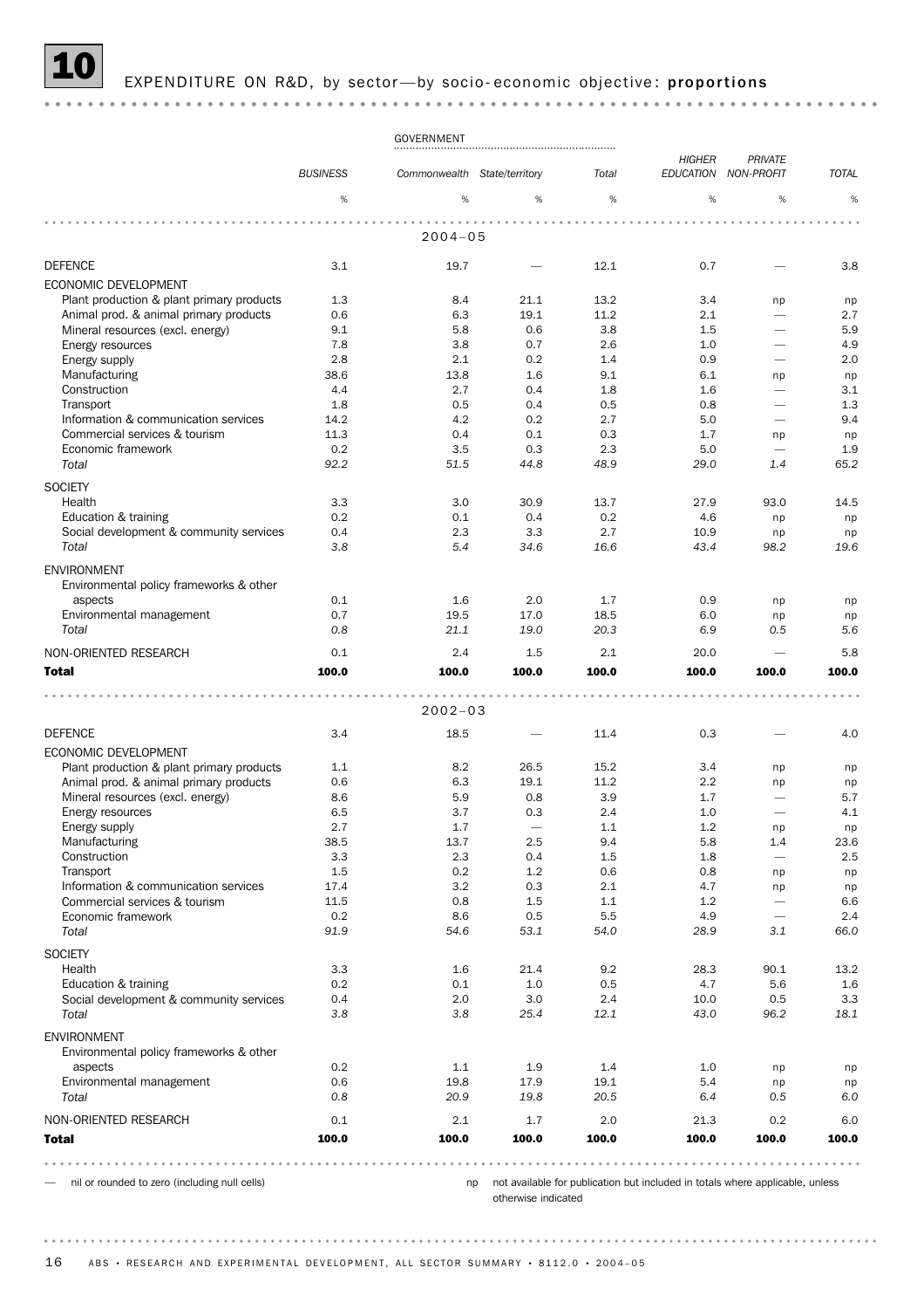# 10 EXPENDITURE ON R&D, by sector—by socio-economic objective: proportions

| | BUSINESS | GOVERNMENT | | | HIGHER EDUCATION | PRIVATE NON-PROFIT | TOTAL |
|---|---|---|---|---|---|---|---|
| | | Commonwealth | State/territory | Total | | | |
| | % | % | % | % | % | % | % |
| **2004–05** | | | | | | | |
| DEFENCE | 3.1 | 19.7 | — | 12.1 | 0.7 | — | 3.8 |
| ECONOMIC DEVELOPMENT | | | | | | | |
| Plant production & plant primary products | 1.3 | 8.4 | 21.1 | 13.2 | 3.4 | np | np |
| Animal prod. & animal primary products | 0.6 | 6.3 | 19.1 | 11.2 | 2.1 | — | 2.7 |
| Mineral resources (excl. energy) | 9.1 | 5.8 | 0.6 | 3.8 | 1.5 | — | 5.9 |
| Energy resources | 7.8 | 3.8 | 0.7 | 2.6 | 1.0 | — | 4.9 |
| Energy supply | 2.8 | 2.1 | 0.2 | 1.4 | 0.9 | — | 2.0 |
| Manufacturing | 38.6 | 13.8 | 1.6 | 9.1 | 6.1 | np | np |
| Construction | 4.4 | 2.7 | 0.4 | 1.8 | 1.6 | — | 3.1 |
| Transport | 1.8 | 0.5 | 0.4 | 0.5 | 0.8 | — | 1.3 |
| Information & communication services | 14.2 | 4.2 | 0.2 | 2.7 | 5.0 | — | 9.4 |
| Commercial services & tourism | 11.3 | 0.4 | 0.1 | 0.3 | 1.7 | np | np |
| Economic framework | 0.2 | 3.5 | 0.3 | 2.3 | 5.0 | — | 1.9 |
| *Total* | *92.2* | *51.5* | *44.8* | *48.9* | *29.0* | *1.4* | *65.2* |
| SOCIETY | | | | | | | |
| Health | 3.3 | 3.0 | 30.9 | 13.7 | 27.9 | 93.0 | 14.5 |
| Education & training | 0.2 | 0.1 | 0.4 | 0.2 | 4.6 | np | np |
| Social development & community services | 0.4 | 2.3 | 3.3 | 2.7 | 10.9 | np | np |
| *Total* | *3.8* | *5.4* | *34.6* | *16.6* | *43.4* | *98.2* | *19.6* |
| ENVIRONMENT | | | | | | | |
| Environmental policy frameworks & other aspects | 0.1 | 1.6 | 2.0 | 1.7 | 0.9 | np | np |
| Environmental management | 0.7 | 19.5 | 17.0 | 18.5 | 6.0 | np | np |
| *Total* | *0.8* | *21.1* | *19.0* | *20.3* | *6.9* | *0.5* | *5.6* |
| NON-ORIENTED RESEARCH | 0.1 | 2.4 | 1.5 | 2.1 | 20.0 | — | 5.8 |
| **Total** | **100.0** | **100.0** | **100.0** | **100.0** | **100.0** | **100.0** | **100.0** |
| **2002–03** | | | | | | | |
| DEFENCE | 3.4 | 18.5 | — | 11.4 | 0.3 | — | 4.0 |
| ECONOMIC DEVELOPMENT | | | | | | | |
| Plant production & plant primary products | 1.1 | 8.2 | 26.5 | 15.2 | 3.4 | np | np |
| Animal prod. & animal primary products | 0.6 | 6.3 | 19.1 | 11.2 | 2.2 | np | np |
| Mineral resources (excl. energy) | 8.6 | 5.9 | 0.8 | 3.9 | 1.7 | — | 5.7 |
| Energy resources | 6.5 | 3.7 | 0.3 | 2.4 | 1.0 | — | 4.1 |
| Energy supply | 2.7 | 1.7 | — | 1.1 | 1.2 | np | np |
| Manufacturing | 38.5 | 13.7 | 2.5 | 9.4 | 5.8 | 1.4 | 23.6 |
| Construction | 3.3 | 2.3 | 0.4 | 1.5 | 1.8 | — | 2.5 |
| Transport | 1.5 | 0.2 | 1.2 | 0.6 | 0.8 | np | np |
| Information & communication services | 17.4 | 3.2 | 0.3 | 2.1 | 4.7 | np | np |
| Commercial services & tourism | 11.5 | 0.8 | 1.5 | 1.1 | 1.2 | — | 6.6 |
| Economic framework | 0.2 | 8.6 | 0.5 | 5.5 | 4.9 | — | 2.4 |
| *Total* | *91.9* | *54.6* | *53.1* | *54.0* | *28.9* | *3.1* | *66.0* |
| SOCIETY | | | | | | | |
| Health | 3.3 | 1.6 | 21.4 | 9.2 | 28.3 | 90.1 | 13.2 |
| Education & training | 0.2 | 0.1 | 1.0 | 0.5 | 4.7 | 5.6 | 1.6 |
| Social development & community services | 0.4 | 2.0 | 3.0 | 2.4 | 10.0 | 0.5 | 3.3 |
| *Total* | *3.8* | *3.8* | *25.4* | *12.1* | *43.0* | *96.2* | *18.1* |
| ENVIRONMENT | | | | | | | |
| Environmental policy frameworks & other aspects | 0.2 | 1.1 | 1.9 | 1.4 | 1.0 | np | np |
| Environmental management | 0.6 | 19.8 | 17.9 | 19.1 | 5.4 | np | np |
| *Total* | *0.8* | *20.9* | *19.8* | *20.5* | *6.4* | *0.5* | *6.0* |
| NON-ORIENTED RESEARCH | 0.1 | 2.1 | 1.7 | 2.0 | 21.3 | 0.2 | 6.0 |
| **Total** | **100.0** | **100.0** | **100.0** | **100.0** | **100.0** | **100.0** | **100.0** |

— nil or rounded to zero (including null cells)

np not available for publication but included in totals where applicable, unless otherwise indicated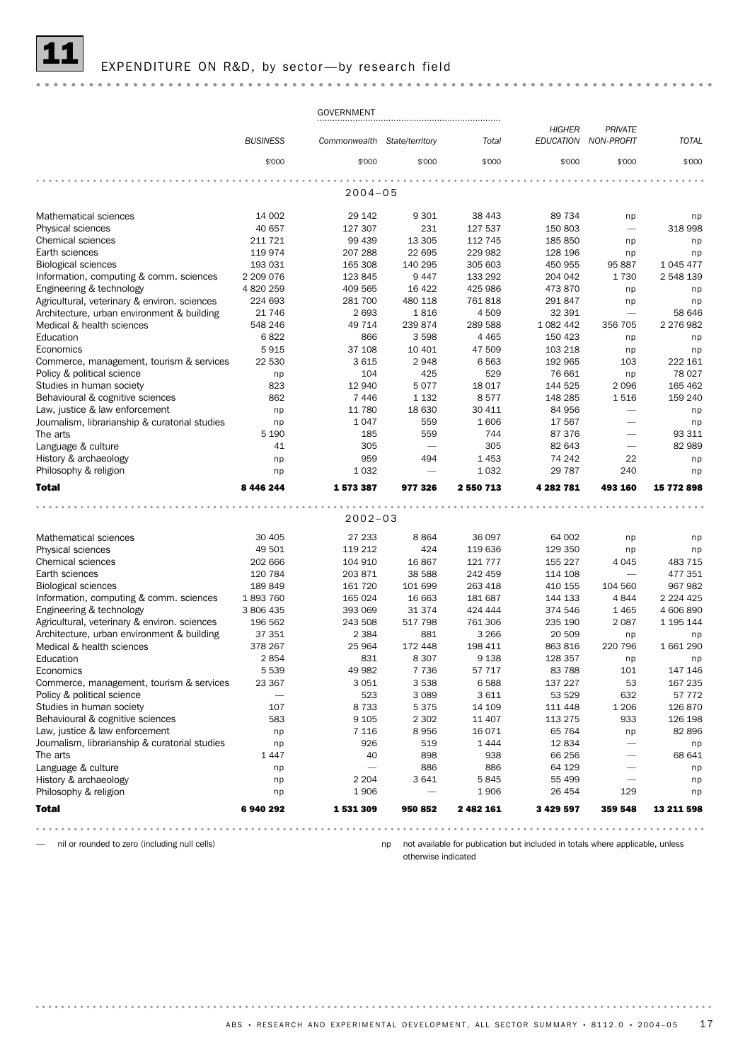## 11 EXPENDITURE ON R&D, by sector—by research field

| | BUSINESS | GOVERNMENT | | | HIGHER EDUCATION | PRIVATE NON-PROFIT | TOTAL |
|---|---|---|---|---|---|---|---|
| | | Commonwealth | State/territory | Total | | | |
| | $'000 | $'000 | $'000 | $'000 | $'000 | $'000 | $'000 |
| **2004–05** | | | | | | | |
| Mathematical sciences | 14 002 | 29 142 | 9 301 | 38 443 | 89 734 | np | np |
| Physical sciences | 40 657 | 127 307 | 231 | 127 537 | 150 803 | — | 318 998 |
| Chemical sciences | 211 721 | 99 439 | 13 305 | 112 745 | 185 850 | np | np |
| Earth sciences | 119 974 | 207 288 | 22 695 | 229 982 | 128 196 | np | np |
| Biological sciences | 193 031 | 165 308 | 140 295 | 305 603 | 450 955 | 95 887 | 1 045 477 |
| Information, computing & comm. sciences | 2 209 076 | 123 845 | 9 447 | 133 292 | 204 042 | 1 730 | 2 548 139 |
| Engineering & technology | 4 820 259 | 409 565 | 16 422 | 425 986 | 473 870 | np | np |
| Agricultural, veterinary & environ. sciences | 224 693 | 281 700 | 480 118 | 761 818 | 291 847 | np | np |
| Architecture, urban environment & building | 21 746 | 2 693 | 1 816 | 4 509 | 32 391 | — | 58 646 |
| Medical & health sciences | 548 246 | 49 714 | 239 874 | 289 588 | 1 082 442 | 356 705 | 2 276 982 |
| Education | 6 822 | 866 | 3 598 | 4 465 | 150 423 | np | np |
| Economics | 5 915 | 37 108 | 10 401 | 47 509 | 103 218 | np | np |
| Commerce, management, tourism & services | 22 530 | 3 615 | 2 948 | 6 563 | 192 965 | 103 | 222 161 |
| Policy & political science | np | 104 | 425 | 529 | 76 661 | np | 78 027 |
| Studies in human society | 823 | 12 940 | 5 077 | 18 017 | 144 525 | 2 096 | 165 462 |
| Behavioural & cognitive sciences | 862 | 7 446 | 1 132 | 8 577 | 148 285 | 1 516 | 159 240 |
| Law, justice & law enforcement | np | 11 780 | 18 630 | 30 411 | 84 956 | — | np |
| Journalism, librarianship & curatorial studies | np | 1 047 | 559 | 1 606 | 17 567 | — | np |
| The arts | 5 190 | 185 | 559 | 744 | 87 376 | — | 93 311 |
| Language & culture | 41 | 305 | — | 305 | 82 643 | — | 82 989 |
| History & archaeology | np | 959 | 494 | 1 453 | 74 242 | 22 | np |
| Philosophy & religion | np | 1 032 | — | 1 032 | 29 787 | 240 | np |
| **Total** | **8 446 244** | **1 573 387** | **977 326** | **2 550 713** | **4 282 781** | **493 160** | **15 772 898** |
| **2002–03** | | | | | | | |
| Mathematical sciences | 30 405 | 27 233 | 8 864 | 36 097 | 64 002 | np | np |
| Physical sciences | 49 501 | 119 212 | 424 | 119 636 | 129 350 | np | np |
| Chemical sciences | 202 666 | 104 910 | 16 867 | 121 777 | 155 227 | 4 045 | 483 715 |
| Earth sciences | 120 784 | 203 871 | 38 588 | 242 459 | 114 108 | — | 477 351 |
| Biological sciences | 189 849 | 161 720 | 101 699 | 263 418 | 410 155 | 104 560 | 967 982 |
| Information, computing & comm. sciences | 1 893 760 | 165 024 | 16 663 | 181 687 | 144 133 | 4 844 | 2 224 425 |
| Engineering & technology | 3 806 435 | 393 069 | 31 374 | 424 444 | 374 546 | 1 465 | 4 606 890 |
| Agricultural, veterinary & environ. sciences | 196 562 | 243 508 | 517 798 | 761 306 | 235 190 | 2 087 | 1 195 144 |
| Architecture, urban environment & building | 37 351 | 2 384 | 881 | 3 266 | 20 509 | np | np |
| Medical & health sciences | 378 267 | 25 964 | 172 448 | 198 411 | 863 816 | 220 796 | 1 661 290 |
| Education | 2 854 | 831 | 8 307 | 9 138 | 128 357 | np | np |
| Economics | 5 539 | 49 982 | 7 736 | 57 717 | 83 788 | 101 | 147 146 |
| Commerce, management, tourism & services | 23 367 | 3 051 | 3 538 | 6 588 | 137 227 | 53 | 167 235 |
| Policy & political science | — | 523 | 3 089 | 3 611 | 53 529 | 632 | 57 772 |
| Studies in human society | 107 | 8 733 | 5 375 | 14 109 | 111 448 | 1 206 | 126 870 |
| Behavioural & cognitive sciences | 583 | 9 105 | 2 302 | 11 407 | 113 275 | 933 | 126 198 |
| Law, justice & law enforcement | np | 7 116 | 8 956 | 16 071 | 65 764 | np | 82 896 |
| Journalism, librarianship & curatorial studies | np | 926 | 519 | 1 444 | 12 834 | — | np |
| The arts | 1 447 | 40 | 898 | 938 | 66 256 | — | 68 641 |
| Language & culture | np | — | 886 | 886 | 64 129 | — | np |
| History & archaeology | np | 2 204 | 3 641 | 5 845 | 55 499 | — | np |
| Philosophy & religion | np | 1 906 | — | 1 906 | 26 454 | 129 | np |
| **Total** | **6 940 292** | **1 531 309** | **950 852** | **2 482 161** | **3 429 597** | **359 548** | **13 211 598** |

— nil or rounded to zero (including null cells)

np not available for publication but included in totals where applicable, unless otherwise indicated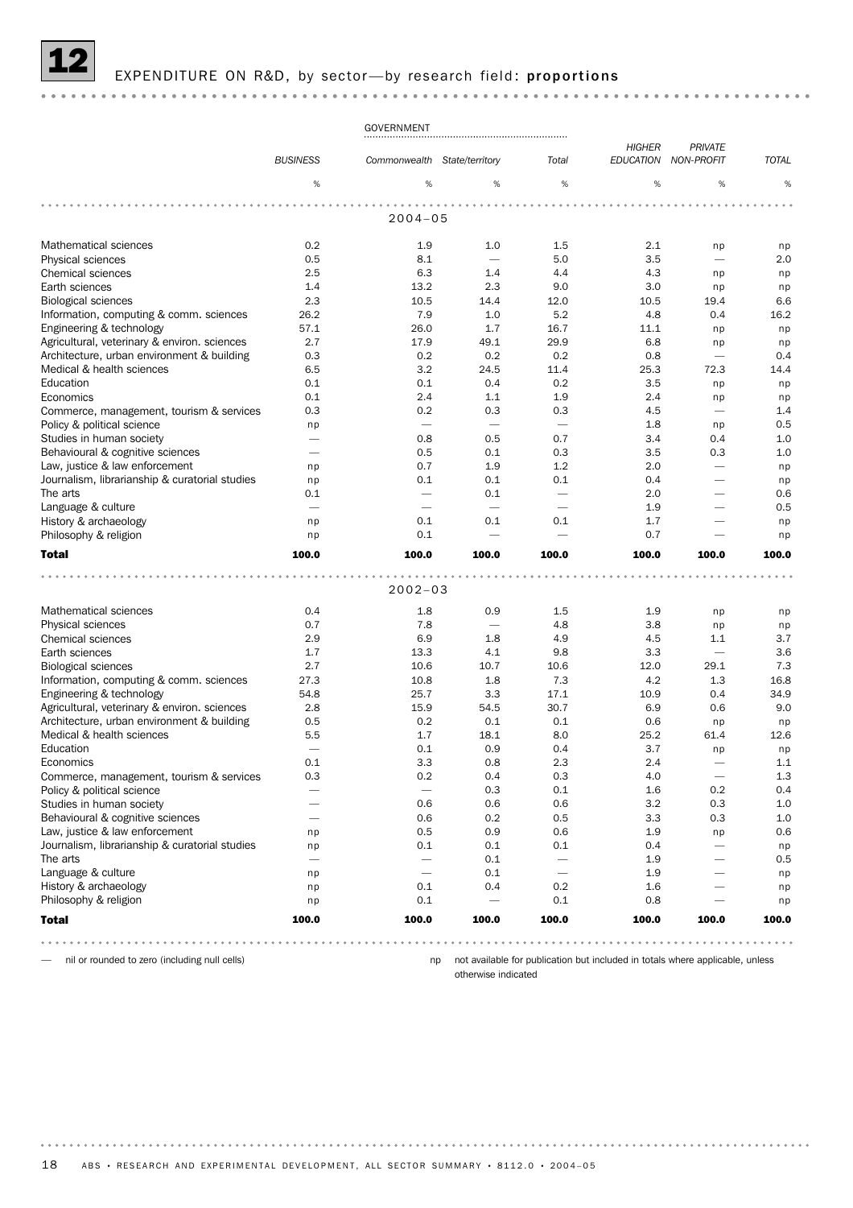# 12 EXPENDITURE ON R&D, by sector—by research field: **proportions**

| | | GOVERNMENT | | | | | |
|---|---|---|---|---|---|---|---|
| | *BUSINESS* | *Commonwealth* | *State/territory* | *Total* | *HIGHER EDUCATION* | *PRIVATE NON-PROFIT* | *TOTAL* |
| | % | % | % | % | % | % | % |
| **2004–05** | | | | | | | |
| Mathematical sciences | 0.2 | 1.9 | 1.0 | 1.5 | 2.1 | np | np |
| Physical sciences | 0.5 | 8.1 | — | 5.0 | 3.5 | — | 2.0 |
| Chemical sciences | 2.5 | 6.3 | 1.4 | 4.4 | 4.3 | np | np |
| Earth sciences | 1.4 | 13.2 | 2.3 | 9.0 | 3.0 | np | np |
| Biological sciences | 2.3 | 10.5 | 14.4 | 12.0 | 10.5 | 19.4 | 6.6 |
| Information, computing & comm. sciences | 26.2 | 7.9 | 1.0 | 5.2 | 4.8 | 0.4 | 16.2 |
| Engineering & technology | 57.1 | 26.0 | 1.7 | 16.7 | 11.1 | np | np |
| Agricultural, veterinary & environ. sciences | 2.7 | 17.9 | 49.1 | 29.9 | 6.8 | np | np |
| Architecture, urban environment & building | 0.3 | 0.2 | 0.2 | 0.2 | 0.8 | — | 0.4 |
| Medical & health sciences | 6.5 | 3.2 | 24.5 | 11.4 | 25.3 | 72.3 | 14.4 |
| Education | 0.1 | 0.1 | 0.4 | 0.2 | 3.5 | np | np |
| Economics | 0.1 | 2.4 | 1.1 | 1.9 | 2.4 | np | np |
| Commerce, management, tourism & services | 0.3 | 0.2 | 0.3 | 0.3 | 4.5 | — | 1.4 |
| Policy & political science | np | — | — | — | 1.8 | np | 0.5 |
| Studies in human society | — | 0.8 | 0.5 | 0.7 | 3.4 | 0.4 | 1.0 |
| Behavioural & cognitive sciences | — | 0.5 | 0.1 | 0.3 | 3.5 | 0.3 | 1.0 |
| Law, justice & law enforcement | np | 0.7 | 1.9 | 1.2 | 2.0 | — | np |
| Journalism, librarianship & curatorial studies | np | 0.1 | 0.1 | 0.1 | 0.4 | — | np |
| The arts | 0.1 | — | 0.1 | — | 2.0 | — | 0.6 |
| Language & culture | — | — | — | — | 1.9 | — | 0.5 |
| History & archaeology | np | 0.1 | 0.1 | 0.1 | 1.7 | — | np |
| Philosophy & religion | np | 0.1 | — | — | 0.7 | — | np |
| **Total** | **100.0** | **100.0** | **100.0** | **100.0** | **100.0** | **100.0** | **100.0** |
| **2002–03** | | | | | | | |
| Mathematical sciences | 0.4 | 1.8 | 0.9 | 1.5 | 1.9 | np | np |
| Physical sciences | 0.7 | 7.8 | — | 4.8 | 3.8 | np | np |
| Chemical sciences | 2.9 | 6.9 | 1.8 | 4.9 | 4.5 | 1.1 | 3.7 |
| Earth sciences | 1.7 | 13.3 | 4.1 | 9.8 | 3.3 | — | 3.6 |
| Biological sciences | 2.7 | 10.6 | 10.7 | 10.6 | 12.0 | 29.1 | 7.3 |
| Information, computing & comm. sciences | 27.3 | 10.8 | 1.8 | 7.3 | 4.2 | 1.3 | 16.8 |
| Engineering & technology | 54.8 | 25.7 | 3.3 | 17.1 | 10.9 | 0.4 | 34.9 |
| Agricultural, veterinary & environ. sciences | 2.8 | 15.9 | 54.5 | 30.7 | 6.9 | 0.6 | 9.0 |
| Architecture, urban environment & building | 0.5 | 0.2 | 0.1 | 0.1 | 0.6 | np | np |
| Medical & health sciences | 5.5 | 1.7 | 18.1 | 8.0 | 25.2 | 61.4 | 12.6 |
| Education | — | 0.1 | 0.9 | 0.4 | 3.7 | np | np |
| Economics | 0.1 | 3.3 | 0.8 | 2.3 | 2.4 | — | 1.1 |
| Commerce, management, tourism & services | 0.3 | 0.2 | 0.4 | 0.3 | 4.0 | — | 1.3 |
| Policy & political science | — | — | 0.3 | 0.1 | 1.6 | 0.2 | 0.4 |
| Studies in human society | — | 0.6 | 0.6 | 0.6 | 3.2 | 0.3 | 1.0 |
| Behavioural & cognitive sciences | — | 0.6 | 0.2 | 0.5 | 3.3 | 0.3 | 1.0 |
| Law, justice & law enforcement | np | 0.5 | 0.9 | 0.6 | 1.9 | np | 0.6 |
| Journalism, librarianship & curatorial studies | np | 0.1 | 0.1 | 0.1 | 0.4 | — | np |
| The arts | — | — | 0.1 | — | 1.9 | — | 0.5 |
| Language & culture | np | — | 0.1 | — | 1.9 | — | np |
| History & archaeology | np | 0.1 | 0.4 | 0.2 | 1.6 | — | np |
| Philosophy & religion | np | 0.1 | — | 0.1 | 0.8 | — | np |
| **Total** | **100.0** | **100.0** | **100.0** | **100.0** | **100.0** | **100.0** | **100.0** |

— nil or rounded to zero (including null cells)

np not available for publication but included in totals where applicable, unless otherwise indicated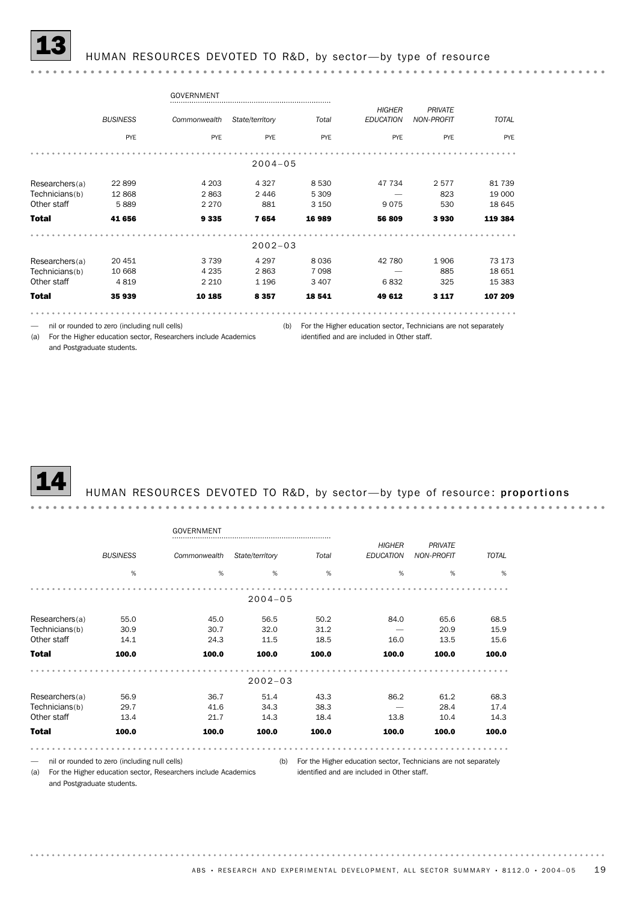# 13 HUMAN RESOURCES DEVOTED TO R&D, by sector—by type of resource

| | BUSINESS | GOVERNMENT Commonwealth | GOVERNMENT State/territory | GOVERNMENT Total | HIGHER EDUCATION | PRIVATE NON-PROFIT | TOTAL |
|---|---|---|---|---|---|---|---|
| | PYE | PYE | PYE | PYE | PYE | PYE | PYE |
| **2004–05** | | | | | | | |
| Researchers(a) | 22 899 | 4 203 | 4 327 | 8 530 | 47 734 | 2 577 | 81 739 |
| Technicians(b) | 12 868 | 2 863 | 2 446 | 5 309 | — | 823 | 19 000 |
| Other staff | 5 889 | 2 270 | 881 | 3 150 | 9 075 | 530 | 18 645 |
| **Total** | **41 656** | **9 335** | **7 654** | **16 989** | **56 809** | **3 930** | **119 384** |
| **2002–03** | | | | | | | |
| Researchers(a) | 20 451 | 3 739 | 4 297 | 8 036 | 42 780 | 1 906 | 73 173 |
| Technicians(b) | 10 668 | 4 235 | 2 863 | 7 098 | — | 885 | 18 651 |
| Other staff | 4 819 | 2 210 | 1 196 | 3 407 | 6 832 | 325 | 15 383 |
| **Total** | **35 939** | **10 185** | **8 357** | **18 541** | **49 612** | **3 117** | **107 209** |

— nil or rounded to zero (including null cells)

(a) For the Higher education sector, Researchers include Academics and Postgraduate students.

(b) For the Higher education sector, Technicians are not separately identified and are included in Other staff.

# 14 HUMAN RESOURCES DEVOTED TO R&D, by sector—by type of resource: **proportions**

| | BUSINESS | GOVERNMENT Commonwealth | GOVERNMENT State/territory | GOVERNMENT Total | HIGHER EDUCATION | PRIVATE NON-PROFIT | TOTAL |
|---|---|---|---|---|---|---|---|
| | % | % | % | % | % | % | % |
| **2004–05** | | | | | | | |
| Researchers(a) | 55.0 | 45.0 | 56.5 | 50.2 | 84.0 | 65.6 | 68.5 |
| Technicians(b) | 30.9 | 30.7 | 32.0 | 31.2 | — | 20.9 | 15.9 |
| Other staff | 14.1 | 24.3 | 11.5 | 18.5 | 16.0 | 13.5 | 15.6 |
| **Total** | **100.0** | **100.0** | **100.0** | **100.0** | **100.0** | **100.0** | **100.0** |
| **2002–03** | | | | | | | |
| Researchers(a) | 56.9 | 36.7 | 51.4 | 43.3 | 86.2 | 61.2 | 68.3 |
| Technicians(b) | 29.7 | 41.6 | 34.3 | 38.3 | — | 28.4 | 17.4 |
| Other staff | 13.4 | 21.7 | 14.3 | 18.4 | 13.8 | 10.4 | 14.3 |
| **Total** | **100.0** | **100.0** | **100.0** | **100.0** | **100.0** | **100.0** | **100.0** |

— nil or rounded to zero (including null cells)

(a) For the Higher education sector, Researchers include Academics and Postgraduate students.

(b) For the Higher education sector, Technicians are not separately identified and are included in Other staff.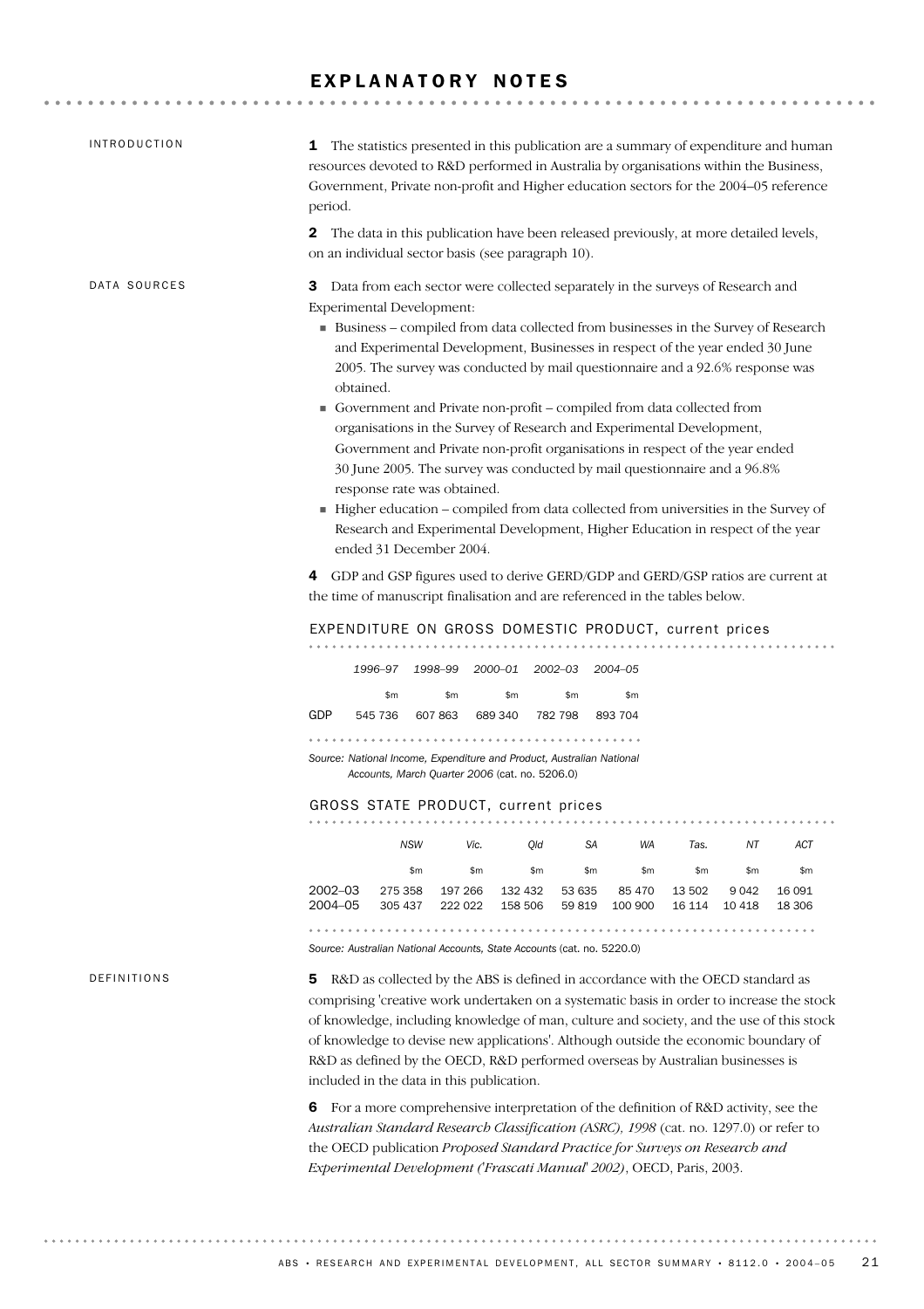# EXPLANATORY NOTES

## INTRODUCTION

**1** The statistics presented in this publication are a summary of expenditure and human resources devoted to R&D performed in Australia by organisations within the Business, Government, Private non-profit and Higher education sectors for the 2004–05 reference period.

**2** The data in this publication have been released previously, at more detailed levels, on an individual sector basis (see paragraph 10).

## DATA SOURCES

**3** Data from each sector were collected separately in the surveys of Research and Experimental Development:

- Business – compiled from data collected from businesses in the Survey of Research and Experimental Development, Businesses in respect of the year ended 30 June 2005. The survey was conducted by mail questionnaire and a 92.6% response was obtained.
- Government and Private non-profit – compiled from data collected from organisations in the Survey of Research and Experimental Development, Government and Private non-profit organisations in respect of the year ended 30 June 2005. The survey was conducted by mail questionnaire and a 96.8% response rate was obtained.
- Higher education – compiled from data collected from universities in the Survey of Research and Experimental Development, Higher Education in respect of the year ended 31 December 2004.

**4** GDP and GSP figures used to derive GERD/GDP and GERD/GSP ratios are current at the time of manuscript finalisation and are referenced in the tables below.

EXPENDITURE ON GROSS DOMESTIC PRODUCT, current prices

| | 1996–97 | 1998–99 | 2000–01 | 2002–03 | 2004–05 |
|---|---|---|---|---|---|
| | $m | $m | $m | $m | $m |
| GDP | 545 736 | 607 863 | 689 340 | 782 798 | 893 704 |

*Source: National Income, Expenditure and Product, Australian National Accounts, March Quarter 2006* (cat. no. 5206.0)

GROSS STATE PRODUCT, current prices

| | NSW | Vic. | Qld | SA | WA | Tas. | NT | ACT |
|---|---|---|---|---|---|---|---|---|
| | $m | $m | $m | $m | $m | $m | $m | $m |
| 2002–03 | 275 358 | 197 266 | 132 432 | 53 635 | 85 470 | 13 502 | 9 042 | 16 091 |
| 2004–05 | 305 437 | 222 022 | 158 506 | 59 819 | 100 900 | 16 114 | 10 418 | 18 306 |

*Source: Australian National Accounts, State Accounts* (cat. no. 5220.0)

## DEFINITIONS

**5** R&D as collected by the ABS is defined in accordance with the OECD standard as comprising 'creative work undertaken on a systematic basis in order to increase the stock of knowledge, including knowledge of man, culture and society, and the use of this stock of knowledge to devise new applications'. Although outside the economic boundary of R&D as defined by the OECD, R&D performed overseas by Australian businesses is included in the data in this publication.

**6** For a more comprehensive interpretation of the definition of R&D activity, see the *Australian Standard Research Classification (ASRC), 1998* (cat. no. 1297.0) or refer to the OECD publication *Proposed Standard Practice for Surveys on Research and Experimental Development ('Frascati Manual' 2002)*, OECD, Paris, 2003.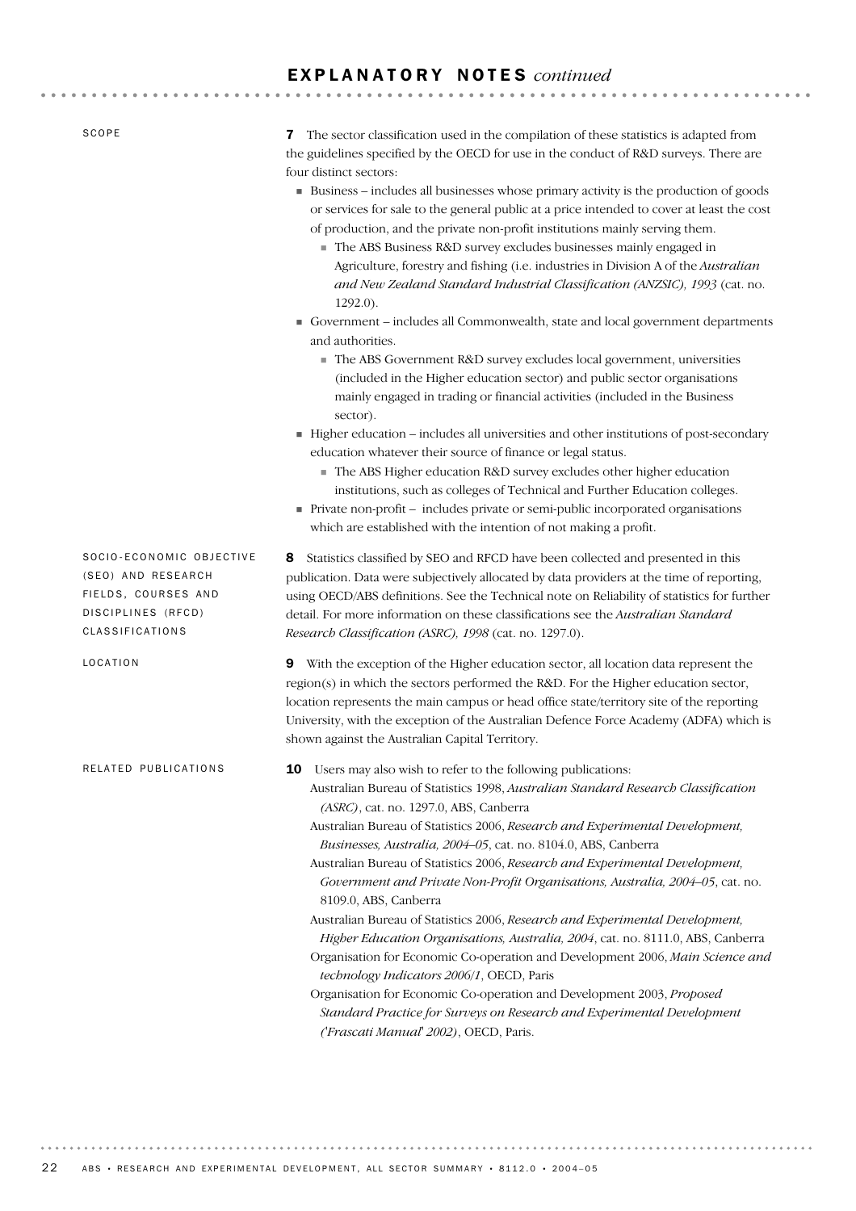## EXPLANATORY NOTES *continued*

### SCOPE

**7** The sector classification used in the compilation of these statistics is adapted from the guidelines specified by the OECD for use in the conduct of R&D surveys. There are four distinct sectors:

- Business – includes all businesses whose primary activity is the production of goods or services for sale to the general public at a price intended to cover at least the cost of production, and the private non-profit institutions mainly serving them.
  - The ABS Business R&D survey excludes businesses mainly engaged in Agriculture, forestry and fishing (i.e. industries in Division A of the *Australian and New Zealand Standard Industrial Classification (ANZSIC), 1993* (cat. no. 1292.0).
- Government – includes all Commonwealth, state and local government departments and authorities.
  - The ABS Government R&D survey excludes local government, universities (included in the Higher education sector) and public sector organisations mainly engaged in trading or financial activities (included in the Business sector).
- Higher education – includes all universities and other institutions of post-secondary education whatever their source of finance or legal status.
  - The ABS Higher education R&D survey excludes other higher education institutions, such as colleges of Technical and Further Education colleges.
- Private non-profit – includes private or semi-public incorporated organisations which are established with the intention of not making a profit.

### SOCIO-ECONOMIC OBJECTIVE (SEO) AND RESEARCH FIELDS, COURSES AND DISCIPLINES (RFCD) CLASSIFICATIONS

**8** Statistics classified by SEO and RFCD have been collected and presented in this publication. Data were subjectively allocated by data providers at the time of reporting, using OECD/ABS definitions. See the Technical note on Reliability of statistics for further detail. For more information on these classifications see the *Australian Standard Research Classification (ASRC), 1998* (cat. no. 1297.0).

### LOCATION

**9** With the exception of the Higher education sector, all location data represent the region(s) in which the sectors performed the R&D. For the Higher education sector, location represents the main campus or head office state/territory site of the reporting University, with the exception of the Australian Defence Force Academy (ADFA) which is shown against the Australian Capital Territory.

### RELATED PUBLICATIONS

**10** Users may also wish to refer to the following publications:

Australian Bureau of Statistics 1998, *Australian Standard Research Classification (ASRC)*, cat. no. 1297.0, ABS, Canberra

Australian Bureau of Statistics 2006, *Research and Experimental Development, Businesses, Australia, 2004–05*, cat. no. 8104.0, ABS, Canberra

Australian Bureau of Statistics 2006, *Research and Experimental Development, Government and Private Non-Profit Organisations, Australia, 2004–05*, cat. no. 8109.0, ABS, Canberra

Australian Bureau of Statistics 2006, *Research and Experimental Development, Higher Education Organisations, Australia, 2004*, cat. no. 8111.0, ABS, Canberra

Organisation for Economic Co-operation and Development 2006, *Main Science and technology Indicators 2006/1*, OECD, Paris

Organisation for Economic Co-operation and Development 2003, *Proposed Standard Practice for Surveys on Research and Experimental Development ('Frascati Manual' 2002)*, OECD, Paris.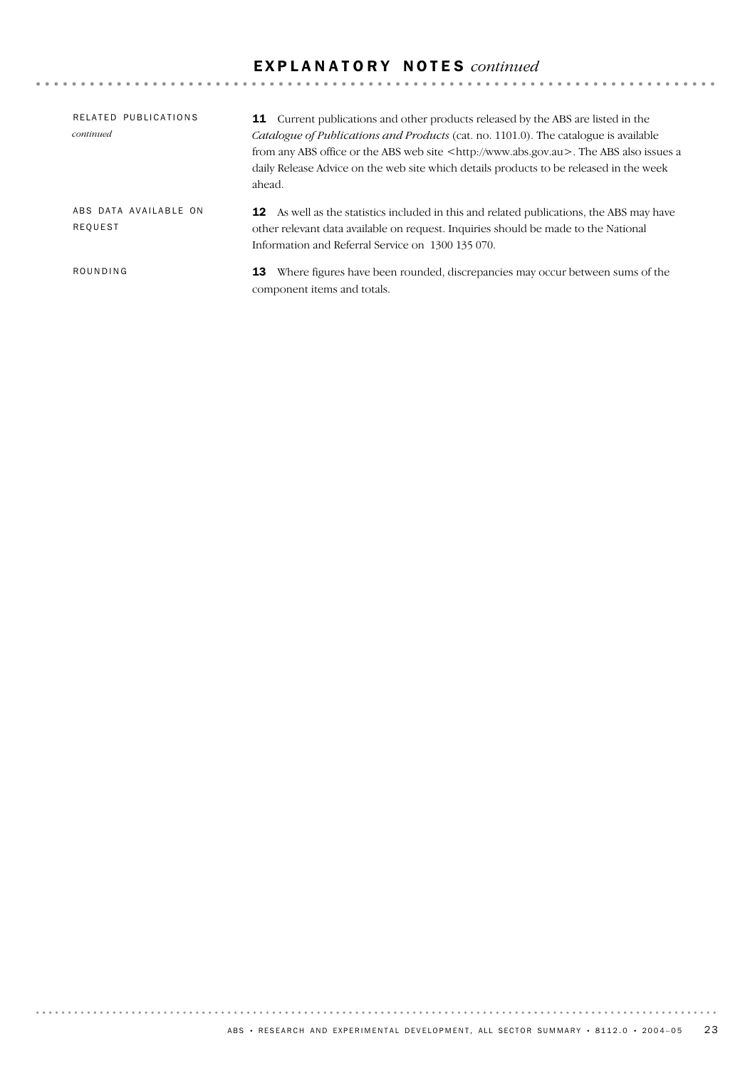## EXPLANATORY NOTES *continued*

**RELATED PUBLICATIONS** *continued*

**11** Current publications and other products released by the ABS are listed in the *Catalogue of Publications and Products* (cat. no. 1101.0). The catalogue is available from any ABS office or the ABS web site <http://www.abs.gov.au>. The ABS also issues a daily Release Advice on the web site which details products to be released in the week ahead.

**ABS DATA AVAILABLE ON REQUEST**

**12** As well as the statistics included in this and related publications, the ABS may have other relevant data available on request. Inquiries should be made to the National Information and Referral Service on 1300 135 070.

**ROUNDING**

**13** Where figures have been rounded, discrepancies may occur between sums of the component items and totals.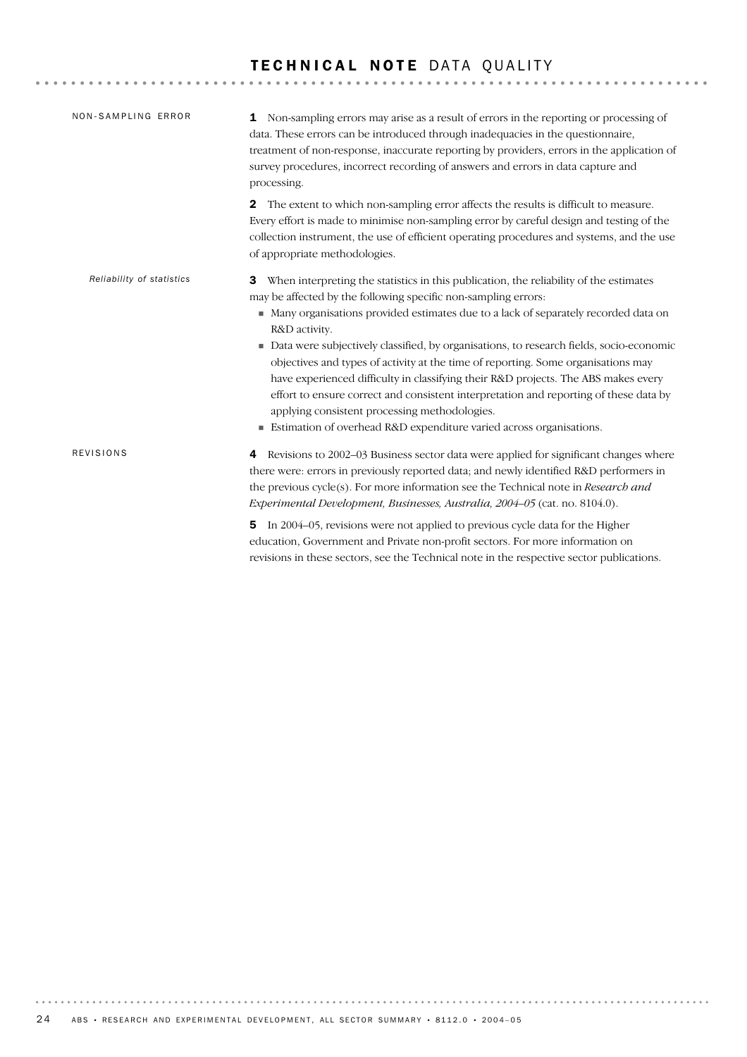# TECHNICAL NOTE DATA QUALITY

## NON-SAMPLING ERROR

**1** Non-sampling errors may arise as a result of errors in the reporting or processing of data. These errors can be introduced through inadequacies in the questionnaire, treatment of non-response, inaccurate reporting by providers, errors in the application of survey procedures, incorrect recording of answers and errors in data capture and processing.

**2** The extent to which non-sampling error affects the results is difficult to measure. Every effort is made to minimise non-sampling error by careful design and testing of the collection instrument, the use of efficient operating procedures and systems, and the use of appropriate methodologies.

### *Reliability of statistics*

**3** When interpreting the statistics in this publication, the reliability of the estimates may be affected by the following specific non-sampling errors:

- Many organisations provided estimates due to a lack of separately recorded data on R&D activity.
- Data were subjectively classified, by organisations, to research fields, socio-economic objectives and types of activity at the time of reporting. Some organisations may have experienced difficulty in classifying their R&D projects. The ABS makes every effort to ensure correct and consistent interpretation and reporting of these data by applying consistent processing methodologies.
- Estimation of overhead R&D expenditure varied across organisations.

## REVISIONS

**4** Revisions to 2002–03 Business sector data were applied for significant changes where there were: errors in previously reported data; and newly identified R&D performers in the previous cycle(s). For more information see the Technical note in *Research and Experimental Development, Businesses, Australia, 2004–05* (cat. no. 8104.0).

**5** In 2004–05, revisions were not applied to previous cycle data for the Higher education, Government and Private non-profit sectors. For more information on revisions in these sectors, see the Technical note in the respective sector publications.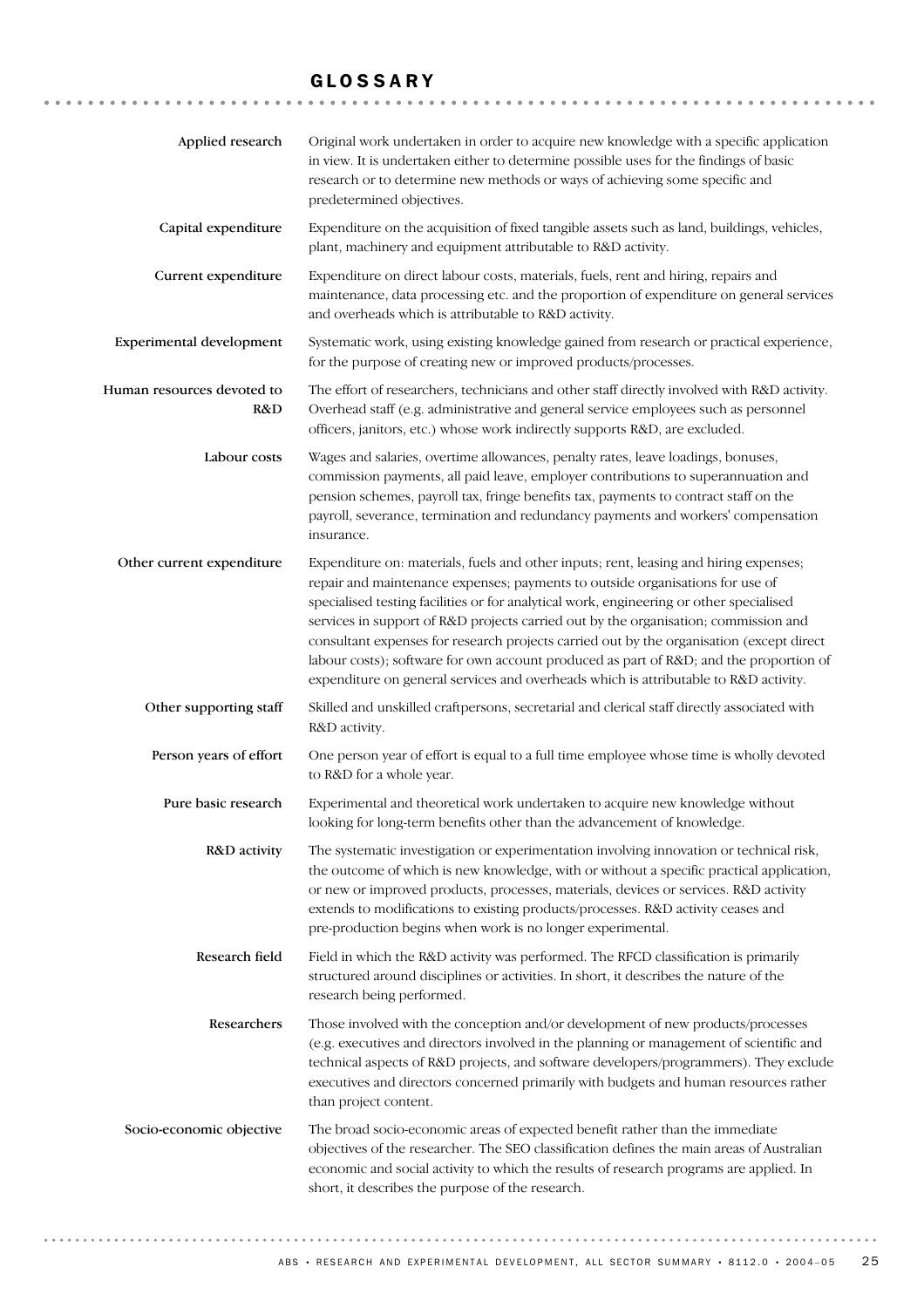# GLOSSARY

**Applied research**
Original work undertaken in order to acquire new knowledge with a specific application in view. It is undertaken either to determine possible uses for the findings of basic research or to determine new methods or ways of achieving some specific and predetermined objectives.

**Capital expenditure**
Expenditure on the acquisition of fixed tangible assets such as land, buildings, vehicles, plant, machinery and equipment attributable to R&D activity.

**Current expenditure**
Expenditure on direct labour costs, materials, fuels, rent and hiring, repairs and maintenance, data processing etc. and the proportion of expenditure on general services and overheads which is attributable to R&D activity.

**Experimental development**
Systematic work, using existing knowledge gained from research or practical experience, for the purpose of creating new or improved products/processes.

**Human resources devoted to R&D**
The effort of researchers, technicians and other staff directly involved with R&D activity. Overhead staff (e.g. administrative and general service employees such as personnel officers, janitors, etc.) whose work indirectly supports R&D, are excluded.

**Labour costs**
Wages and salaries, overtime allowances, penalty rates, leave loadings, bonuses, commission payments, all paid leave, employer contributions to superannuation and pension schemes, payroll tax, fringe benefits tax, payments to contract staff on the payroll, severance, termination and redundancy payments and workers' compensation insurance.

**Other current expenditure**
Expenditure on: materials, fuels and other inputs; rent, leasing and hiring expenses; repair and maintenance expenses; payments to outside organisations for use of specialised testing facilities or for analytical work, engineering or other specialised services in support of R&D projects carried out by the organisation; commission and consultant expenses for research projects carried out by the organisation (except direct labour costs); software for own account produced as part of R&D; and the proportion of expenditure on general services and overheads which is attributable to R&D activity.

**Other supporting staff**
Skilled and unskilled craftpersons, secretarial and clerical staff directly associated with R&D activity.

**Person years of effort**
One person year of effort is equal to a full time employee whose time is wholly devoted to R&D for a whole year.

**Pure basic research**
Experimental and theoretical work undertaken to acquire new knowledge without looking for long-term benefits other than the advancement of knowledge.

**R&D activity**
The systematic investigation or experimentation involving innovation or technical risk, the outcome of which is new knowledge, with or without a specific practical application, or new or improved products, processes, materials, devices or services. R&D activity extends to modifications to existing products/processes. R&D activity ceases and pre-production begins when work is no longer experimental.

**Research field**
Field in which the R&D activity was performed. The RFCD classification is primarily structured around disciplines or activities. In short, it describes the nature of the research being performed.

**Researchers**
Those involved with the conception and/or development of new products/processes (e.g. executives and directors involved in the planning or management of scientific and technical aspects of R&D projects, and software developers/programmers). They exclude executives and directors concerned primarily with budgets and human resources rather than project content.

**Socio-economic objective**
The broad socio-economic areas of expected benefit rather than the immediate objectives of the researcher. The SEO classification defines the main areas of Australian economic and social activity to which the results of research programs are applied. In short, it describes the purpose of the research.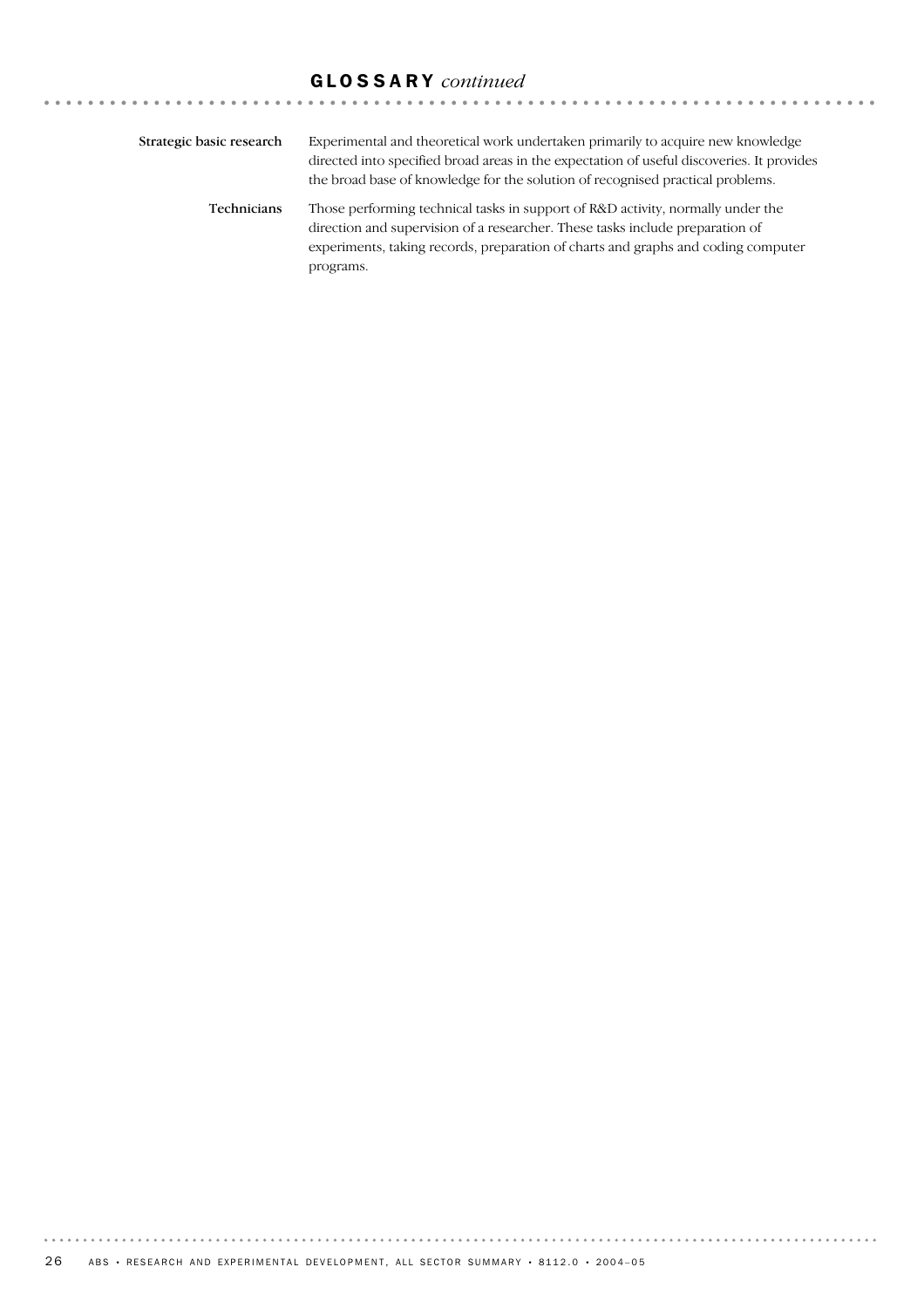## GLOSSARY *continued*

**Strategic basic research** Experimental and theoretical work undertaken primarily to acquire new knowledge directed into specified broad areas in the expectation of useful discoveries. It provides the broad base of knowledge for the solution of recognised practical problems.

**Technicians** Those performing technical tasks in support of R&D activity, normally under the direction and supervision of a researcher. These tasks include preparation of experiments, taking records, preparation of charts and graphs and coding computer programs.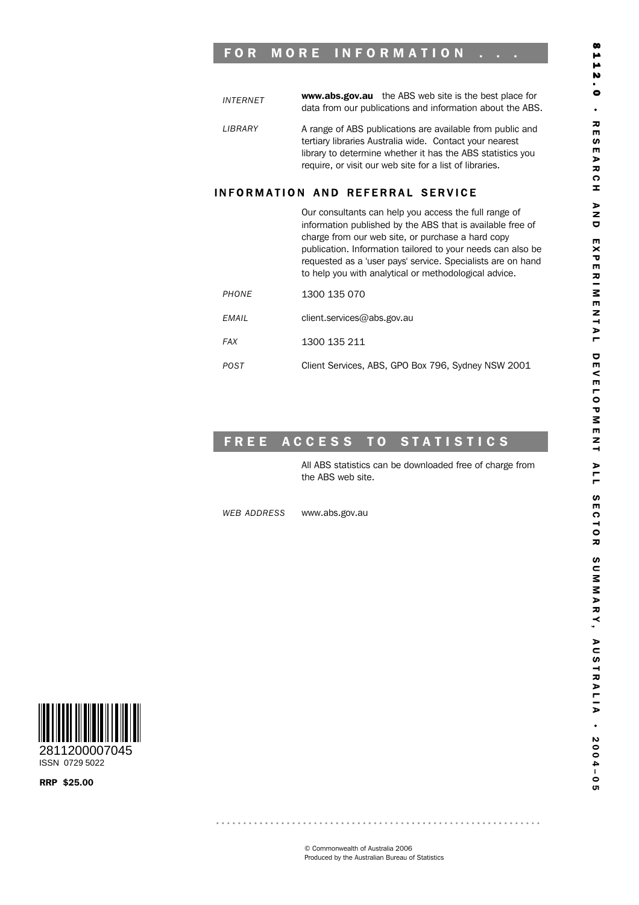## FOR MORE INFORMATION . . .

*INTERNET* **www.abs.gov.au** the ABS web site is the best place for data from our publications and information about the ABS.

*LIBRARY* A range of ABS publications are available from public and tertiary libraries Australia wide. Contact your nearest library to determine whether it has the ABS statistics you require, or visit our web site for a list of libraries.

## INFORMATION AND REFERRAL SERVICE

Our consultants can help you access the full range of information published by the ABS that is available free of charge from our web site, or purchase a hard copy publication. Information tailored to your needs can also be requested as a 'user pays' service. Specialists are on hand to help you with analytical or methodological advice.

*PHONE* 1300 135 070

*EMAIL* client.services@abs.gov.au

*FAX* 1300 135 211

*POST* Client Services, ABS, GPO Box 796, Sydney NSW 2001

## FREE ACCESS TO STATISTICS

All ABS statistics can be downloaded free of charge from the ABS web site.

*WEB ADDRESS* www.abs.gov.au

2811200007045

ISSN 0729 5022

**RRP $25.00**

© Commonwealth of Australia 2006
Produced by the Australian Bureau of Statistics